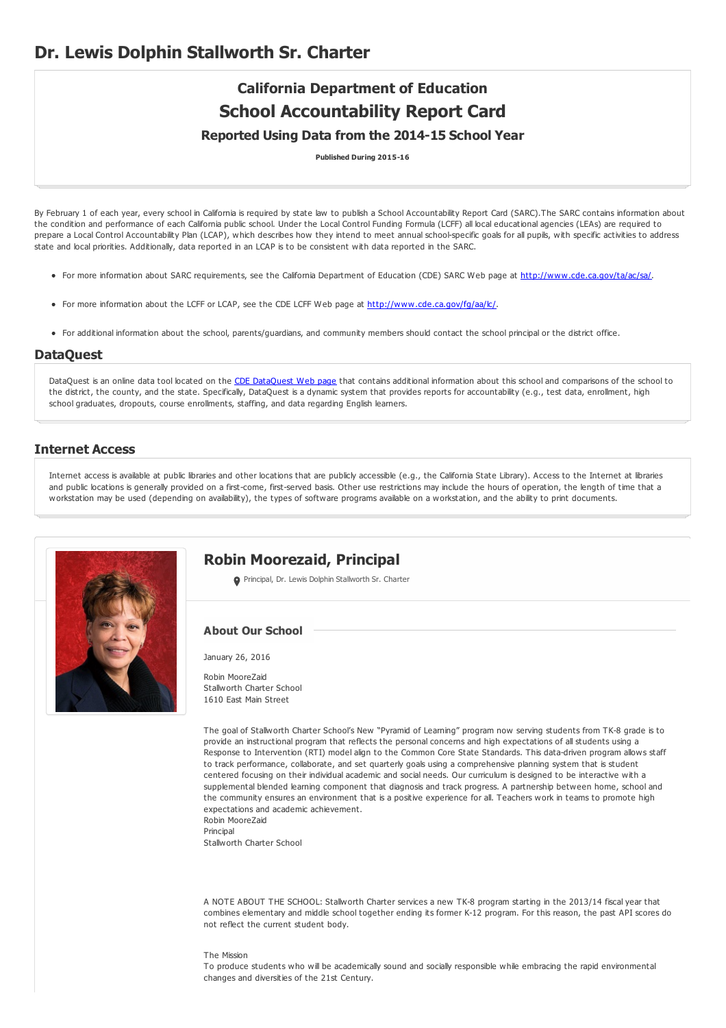# Dr. Lewis Dolphin Stallworth Sr. Charter

## California Department of Education
## School Accountability Report Card
### Reported Using Data from the 2014-15 School Year

**Published During 2015-16**

By February 1 of each year, every school in California is required by state law to publish a School Accountability Report Card (SARC).The SARC contains information about the condition and performance of each California public school. Under the Local Control Funding Formula (LCFF) all local educational agencies (LEAs) are required to prepare a Local Control Accountability Plan (LCAP), which describes how they intend to meet annual school-specific goals for all pupils, with specific activities to address state and local priorities. Additionally, data reported in an LCAP is to be consistent with data reported in the SARC.

- For more information about SARC requirements, see the California Department of Education (CDE) SARC Web page at http://www.cde.ca.gov/ta/ac/sa/.
- For more information about the LCFF or LCAP, see the CDE LCFF Web page at http://www.cde.ca.gov/fg/aa/lc/.
- For additional information about the school, parents/guardians, and community members should contact the school principal or the district office.

## DataQuest

DataQuest is an online data tool located on the CDE DataQuest Web page that contains additional information about this school and comparisons of the school to the district, the county, and the state. Specifically, DataQuest is a dynamic system that provides reports for accountability (e.g., test data, enrollment, high school graduates, dropouts, course enrollments, staffing, and data regarding English learners.

## Internet Access

Internet access is available at public libraries and other locations that are publicly accessible (e.g., the California State Library). Access to the Internet at libraries and public locations is generally provided on a first-come, first-served basis. Other use restrictions may include the hours of operation, the length of time that a workstation may be used (depending on availability), the types of software programs available on a workstation, and the ability to print documents.

## Robin Moorezaid, Principal

Principal, Dr. Lewis Dolphin Stallworth Sr. Charter

### About Our School

January 26, 2016

Robin MooreZaid
Stallworth Charter School
1610 East Main Street

The goal of Stallworth Charter School's New "Pyramid of Learning" program now serving students from TK-8 grade is to provide an instructional program that reflects the personal concerns and high expectations of all students using a Response to Intervention (RTI) model align to the Common Core State Standards. This data-driven program allows staff to track performance, collaborate, and set quarterly goals using a comprehensive planning system that is student centered focusing on their individual academic and social needs. Our curriculum is designed to be interactive with a supplemental blended learning component that diagnosis and track progress. A partnership between home, school and the community ensures an environment that is a positive experience for all. Teachers work in teams to promote high expectations and academic achievement.
Robin MooreZaid
Principal
Stallworth Charter School

A NOTE ABOUT THE SCHOOL: Stallworth Charter services a new TK-8 program starting in the 2013/14 fiscal year that combines elementary and middle school together ending its former K-12 program. For this reason, the past API scores do not reflect the current student body.

The Mission
To produce students who will be academically sound and socially responsible while embracing the rapid environmental changes and diversities of the 21st Century.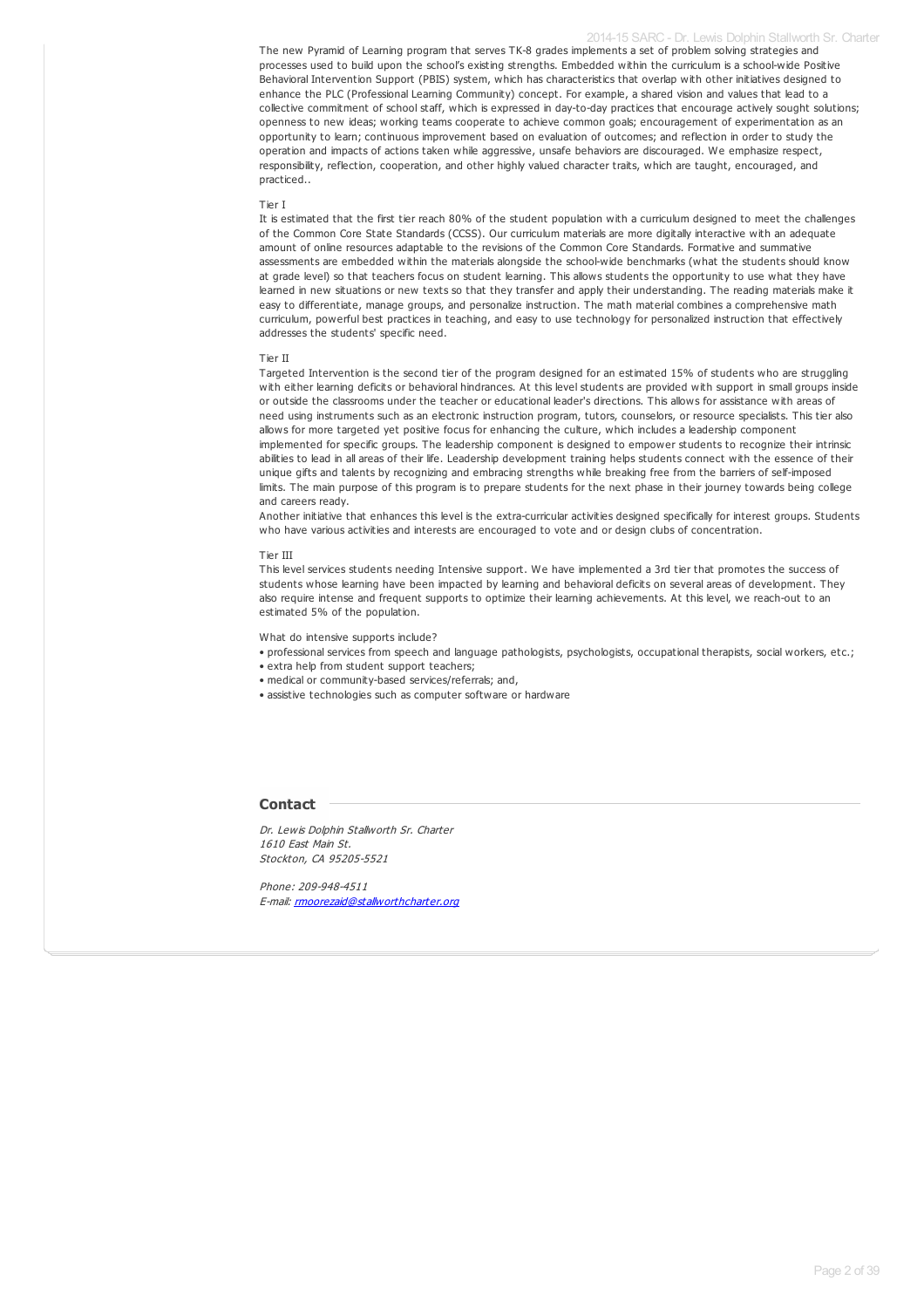The new Pyramid of Learning program that serves TK-8 grades implements a set of problem solving strategies and processes used to build upon the school's existing strengths. Embedded within the curriculum is a school-wide Positive Behavioral Intervention Support (PBIS) system, which has characteristics that overlap with other initiatives designed to enhance the PLC (Professional Learning Community) concept. For example, a shared vision and values that lead to a collective commitment of school staff, which is expressed in day-to-day practices that encourage actively sought solutions; openness to new ideas; working teams cooperate to achieve common goals; encouragement of experimentation as an opportunity to learn; continuous improvement based on evaluation of outcomes; and reflection in order to study the operation and impacts of actions taken while aggressive, unsafe behaviors are discouraged. We emphasize respect, responsibility, reflection, cooperation, and other highly valued character traits, which are taught, encouraged, and practiced..

Tier I

It is estimated that the first tier reach 80% of the student population with a curriculum designed to meet the challenges of the Common Core State Standards (CCSS). Our curriculum materials are more digitally interactive with an adequate amount of online resources adaptable to the revisions of the Common Core Standards. Formative and summative assessments are embedded within the materials alongside the school-wide benchmarks (what the students should know at grade level) so that teachers focus on student learning. This allows students the opportunity to use what they have learned in new situations or new texts so that they transfer and apply their understanding. The reading materials make it easy to differentiate, manage groups, and personalize instruction. The math material combines a comprehensive math curriculum, powerful best practices in teaching, and easy to use technology for personalized instruction that effectively addresses the students' specific need.

Tier II

Targeted Intervention is the second tier of the program designed for an estimated 15% of students who are struggling with either learning deficits or behavioral hindrances. At this level students are provided with support in small groups inside or outside the classrooms under the teacher or educational leader's directions. This allows for assistance with areas of need using instruments such as an electronic instruction program, tutors, counselors, or resource specialists. This tier also allows for more targeted yet positive focus for enhancing the culture, which includes a leadership component implemented for specific groups. The leadership component is designed to empower students to recognize their intrinsic abilities to lead in all areas of their life. Leadership development training helps students connect with the essence of their unique gifts and talents by recognizing and embracing strengths while breaking free from the barriers of self-imposed limits. The main purpose of this program is to prepare students for the next phase in their journey towards being college and careers ready.

Another initiative that enhances this level is the extra-curricular activities designed specifically for interest groups. Students who have various activities and interests are encouraged to vote and or design clubs of concentration.

Tier III

This level services students needing Intensive support. We have implemented a 3rd tier that promotes the success of students whose learning have been impacted by learning and behavioral deficits on several areas of development. They also require intense and frequent supports to optimize their learning achievements. At this level, we reach-out to an estimated 5% of the population.

What do intensive supports include?

- professional services from speech and language pathologists, psychologists, occupational therapists, social workers, etc.;
- extra help from student support teachers;
- medical or community-based services/referrals; and,
- assistive technologies such as computer software or hardware

## Contact

*Dr. Lewis Dolphin Stallworth Sr. Charter*
*1610 East Main St.*
*Stockton, CA 95205-5521*

*Phone: 209-948-4511*
*E-mail: rmoorezaid@stallworthcharter.org*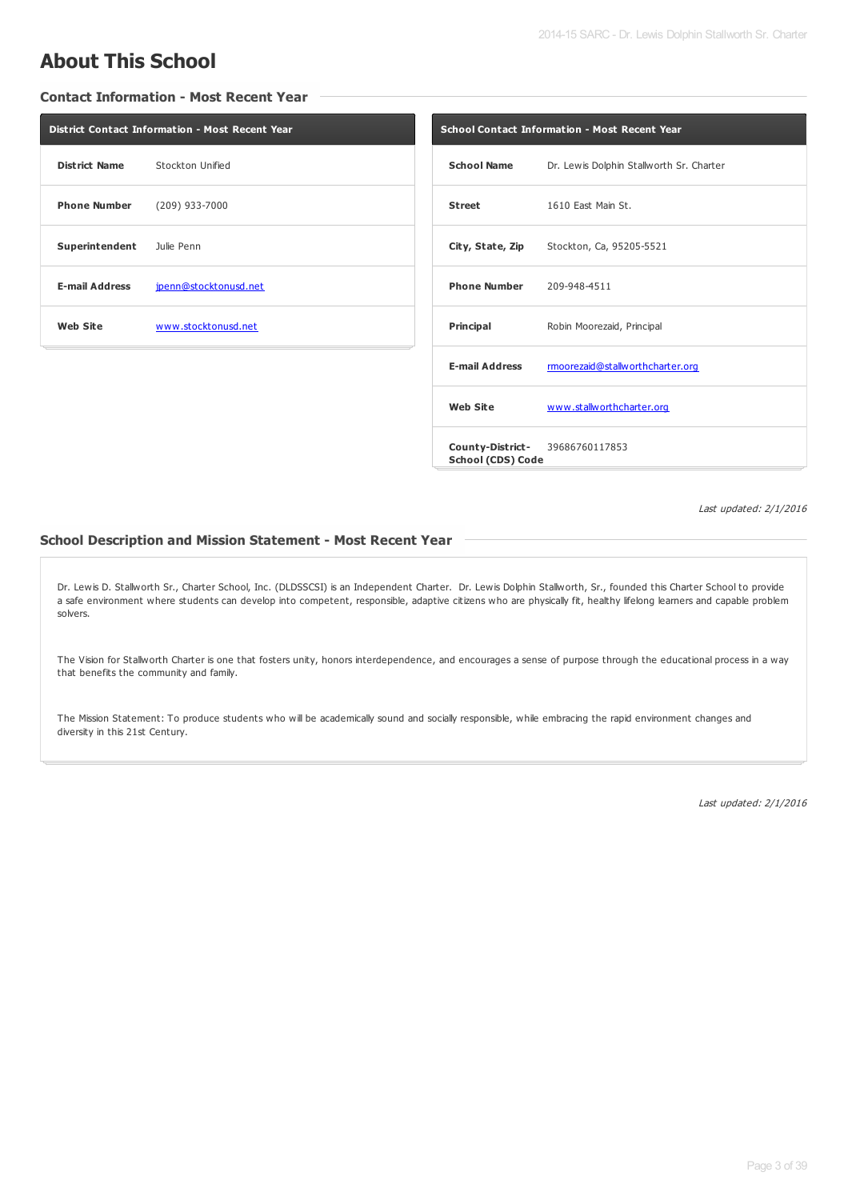# About This School

## Contact Information - Most Recent Year

| District Contact Information - Most Recent Year | |
|---|---|
| **District Name** | Stockton Unified |
| **Phone Number** | (209) 933-7000 |
| **Superintendent** | Julie Penn |
| **E-mail Address** | jpenn@stocktonusd.net |
| **Web Site** | www.stocktonusd.net |

| School Contact Information - Most Recent Year | |
|---|---|
| **School Name** | Dr. Lewis Dolphin Stallworth Sr. Charter |
| **Street** | 1610 East Main St. |
| **City, State, Zip** | Stockton, Ca, 95205-5521 |
| **Phone Number** | 209-948-4511 |
| **Principal** | Robin Moorezaid, Principal |
| **E-mail Address** | rmoorezaid@stallworthcharter.org |
| **Web Site** | www.stallworthcharter.org |
| **County-District-School (CDS) Code** | 39686760117853 |

*Last updated: 2/1/2016*

## School Description and Mission Statement - Most Recent Year

Dr. Lewis D. Stallworth Sr., Charter School, Inc. (DLDSSCSI) is an Independent Charter. Dr. Lewis Dolphin Stallworth, Sr., founded this Charter School to provide a safe environment where students can develop into competent, responsible, adaptive citizens who are physically fit, healthy lifelong learners and capable problem solvers.

The Vision for Stallworth Charter is one that fosters unity, honors interdependence, and encourages a sense of purpose through the educational process in a way that benefits the community and family.

The Mission Statement: To produce students who will be academically sound and socially responsible, while embracing the rapid environment changes and diversity in this 21st Century.

*Last updated: 2/1/2016*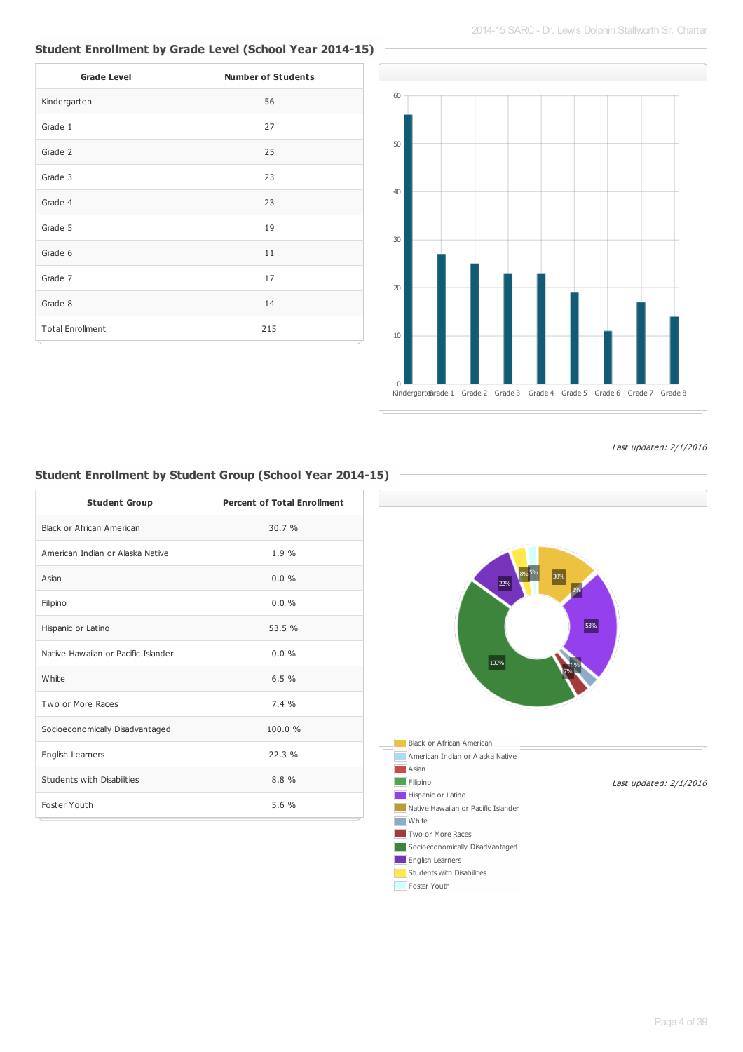## Student Enrollment by Grade Level (School Year 2014-15)

| Grade Level | Number of Students |
|---|---|
| Kindergarten | 56 |
| Grade 1 | 27 |
| Grade 2 | 25 |
| Grade 3 | 23 |
| Grade 4 | 23 |
| Grade 5 | 19 |
| Grade 6 | 11 |
| Grade 7 | 17 |
| Grade 8 | 14 |
| Total Enrollment | 215 |

*Last updated: 2/1/2016*

## Student Enrollment by Student Group (School Year 2014-15)

| Student Group | Percent of Total Enrollment |
|---|---|
| Black or African American | 30.7 % |
| American Indian or Alaska Native | 1.9 % |
| Asian | 0.0 % |
| Filipino | 0.0 % |
| Hispanic or Latino | 53.5 % |
| Native Hawaiian or Pacific Islander | 0.0 % |
| White | 6.5 % |
| Two or More Races | 7.4 % |
| Socioeconomically Disadvantaged | 100.0 % |
| English Learners | 22.3 % |
| Students with Disabilities | 8.8 % |
| Foster Youth | 5.6 % |

*Last updated: 2/1/2016*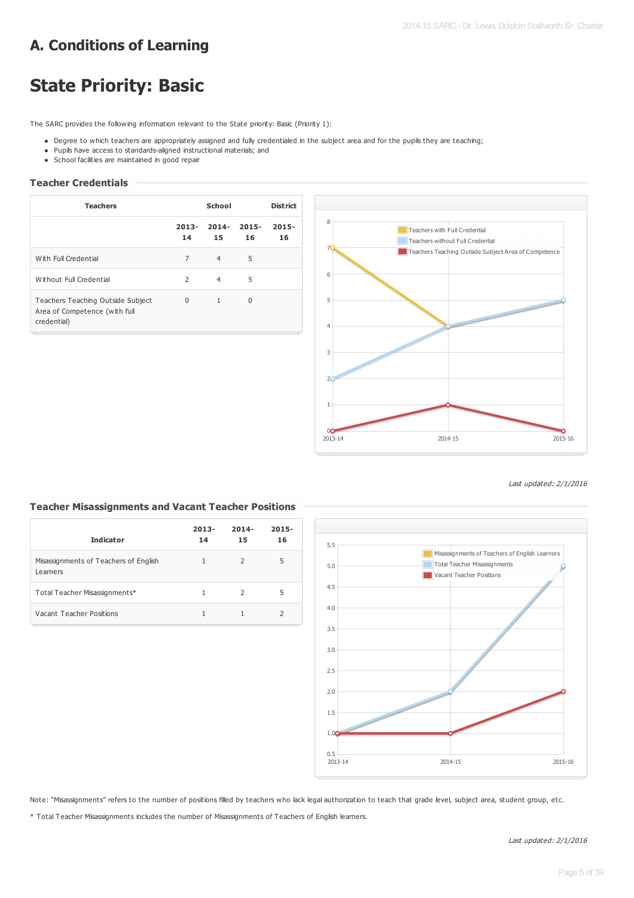# A. Conditions of Learning

# State Priority: Basic

The SARC provides the following information relevant to the State priority: Basic (Priority 1):

- Degree to which teachers are appropriately assigned and fully credentialed in the subject area and for the pupils they are teaching;
- Pupils have access to standards-aligned instructional materials; and
- School facilities are maintained in good repair

### Teacher Credentials

| Teachers | School | | | District |
|---|---|---|---|---|
| | 2013-14 | 2014-15 | 2015-16 | 2015-16 |
| With Full Credential | 7 | 4 | 5 | |
| Without Full Credential | 2 | 4 | 5 | |
| Teachers Teaching Outside Subject Area of Competence (with full credential) | 0 | 1 | 0 | |

*Last updated: 2/1/2016*

### Teacher Misassignments and Vacant Teacher Positions

| Indicator | 2013-14 | 2014-15 | 2015-16 |
|---|---|---|---|
| Misassignments of Teachers of English Learners | 1 | 2 | 5 |
| Total Teacher Misassignments* | 1 | 2 | 5 |
| Vacant Teacher Positions | 1 | 1 | 2 |

Note: "Misassignments" refers to the number of positions filled by teachers who lack legal authorization to teach that grade level, subject area, student group, etc.

* Total Teacher Misassignments includes the number of Misassignments of Teachers of English learners.

*Last updated: 2/1/2016*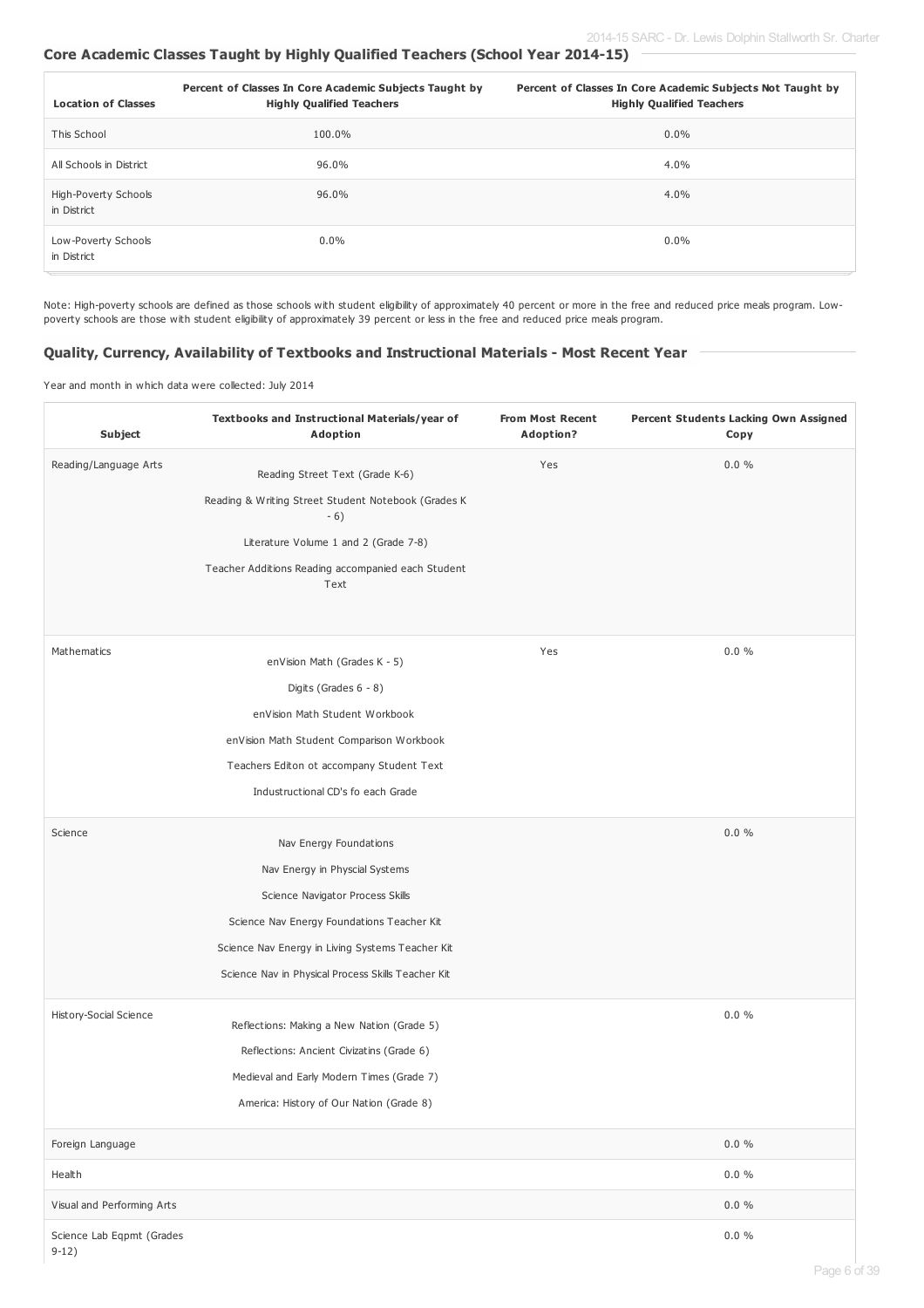### Core Academic Classes Taught by Highly Qualified Teachers (School Year 2014-15)

| Location of Classes | Percent of Classes In Core Academic Subjects Taught by Highly Qualified Teachers | Percent of Classes In Core Academic Subjects Not Taught by Highly Qualified Teachers |
|---|---|---|
| This School | 100.0% | 0.0% |
| All Schools in District | 96.0% | 4.0% |
| High-Poverty Schools in District | 96.0% | 4.0% |
| Low-Poverty Schools in District | 0.0% | 0.0% |

Note: High-poverty schools are defined as those schools with student eligibility of approximately 40 percent or more in the free and reduced price meals program. Low-poverty schools are those with student eligibility of approximately 39 percent or less in the free and reduced price meals program.

### Quality, Currency, Availability of Textbooks and Instructional Materials - Most Recent Year

Year and month in which data were collected: July 2014

| Subject | Textbooks and Instructional Materials/year of Adoption | From Most Recent Adoption? | Percent Students Lacking Own Assigned Copy |
|---|---|---|---|
| Reading/Language Arts | Reading Street Text (Grade K-6)<br>Reading & Writing Street Student Notebook (Grades K - 6)<br>Literature Volume 1 and 2 (Grade 7-8)<br>Teacher Additions Reading accompanied each Student Text | Yes | 0.0 % |
| Mathematics | enVision Math (Grades K - 5)<br>Digits (Grades 6 - 8)<br>enVision Math Student Workbook<br>enVision Math Student Comparison Workbook<br>Teachers Editon ot accompany Student Text<br>Industructional CD's fo each Grade | Yes | 0.0 % |
| Science | Nav Energy Foundations<br>Nav Energy in Physcial Systems<br>Science Navigator Process Skills<br>Science Nav Energy Foundations Teacher Kit<br>Science Nav Energy in Living Systems Teacher Kit<br>Science Nav in Physical Process Skills Teacher Kit | | 0.0 % |
| History-Social Science | Reflections: Making a New Nation (Grade 5)<br>Reflections: Ancient Civizatins (Grade 6)<br>Medieval and Early Modern Times (Grade 7)<br>America: History of Our Nation (Grade 8) | | 0.0 % |
| Foreign Language | | | 0.0 % |
| Health | | | 0.0 % |
| Visual and Performing Arts | | | 0.0 % |
| Science Lab Eqpmt (Grades 9-12) | | | 0.0 % |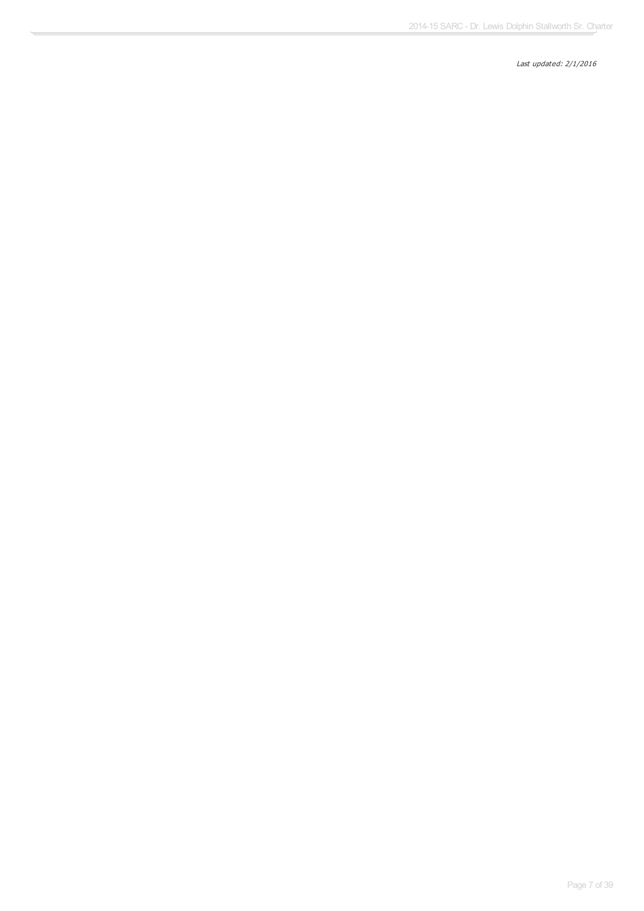*Last updated: 2/1/2016*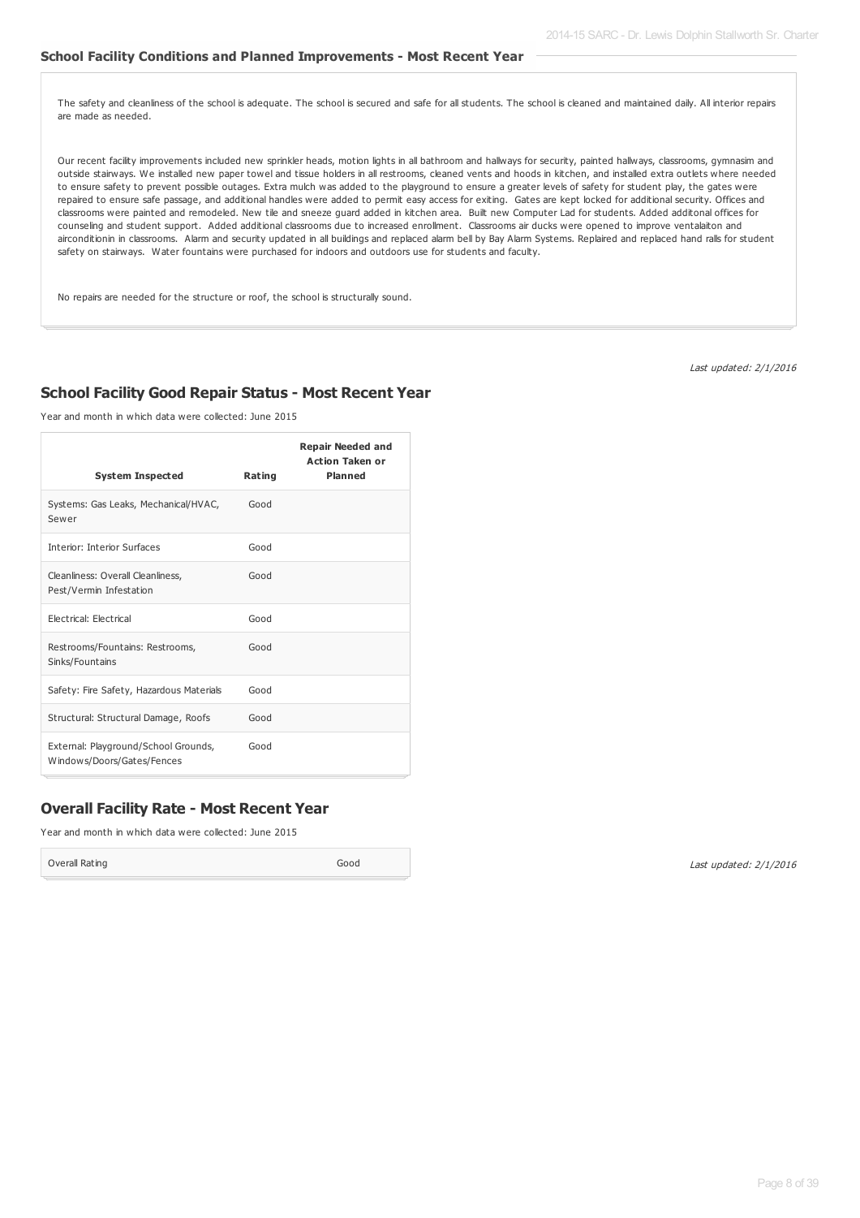### School Facility Conditions and Planned Improvements - Most Recent Year

The safety and cleanliness of the school is adequate. The school is secured and safe for all students. The school is cleaned and maintained daily. All interior repairs are made as needed.

Our recent facility improvements included new sprinkler heads, motion lights in all bathroom and hallways for security, painted hallways, classrooms, gymnasim and outside stairways. We installed new paper towel and tissue holders in all restrooms, cleaned vents and hoods in kitchen, and installed extra outlets where needed to ensure safety to prevent possible outages. Extra mulch was added to the playground to ensure a greater levels of safety for student play, the gates were repaired to ensure safe passage, and additional handles were added to permit easy access for exiting. Gates are kept locked for additional security. Offices and classrooms were painted and remodeled. New tile and sneeze guard added in kitchen area. Built new Computer Lad for students. Added additonal offices for counseling and student support. Added additional classrooms due to increased enrollment. Classrooms air ducks were opened to improve ventalaiton and airconditionin in classrooms. Alarm and security updated in all buildings and replaced alarm bell by Bay Alarm Systems. Replaired and replaced hand ralls for student safety on stairways. Water fountains were purchased for indoors and outdoors use for students and faculty.

No repairs are needed for the structure or roof, the school is structurally sound.

*Last updated: 2/1/2016*

## School Facility Good Repair Status - Most Recent Year

Year and month in which data were collected: June 2015

| System Inspected | Rating | Repair Needed and Action Taken or Planned |
|---|---|---|
| Systems: Gas Leaks, Mechanical/HVAC, Sewer | Good | |
| Interior: Interior Surfaces | Good | |
| Cleanliness: Overall Cleanliness, Pest/Vermin Infestation | Good | |
| Electrical: Electrical | Good | |
| Restrooms/Fountains: Restrooms, Sinks/Fountains | Good | |
| Safety: Fire Safety, Hazardous Materials | Good | |
| Structural: Structural Damage, Roofs | Good | |
| External: Playground/School Grounds, Windows/Doors/Gates/Fences | Good | |

## Overall Facility Rate - Most Recent Year

Year and month in which data were collected: June 2015

| Overall Rating | Good |
|---|---|

*Last updated: 2/1/2016*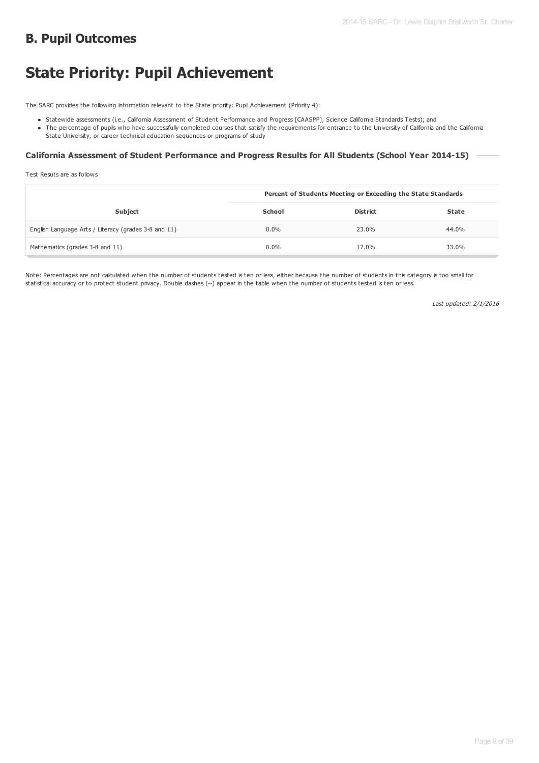## B. Pupil Outcomes

# State Priority: Pupil Achievement

The SARC provides the following information relevant to the State priority: Pupil Achievement (Priority 4):

- Statewide assessments (i.e., California Assessment of Student Performance and Progress [CAASPP], Science California Standards Tests); and
- The percentage of pupils who have successfully completed courses that satisfy the requirements for entrance to the University of California and the California State University, or career technical education sequences or programs of study

### California Assessment of Student Performance and Progress Results for All Students (School Year 2014-15)

Test Results are as follows

| Subject | Percent of Students Meeting or Exceeding the State Standards | | |
|---|---|---|---|
| | School | District | State |
| English Language Arts / Literacy (grades 3-8 and 11) | 0.0% | 23.0% | 44.0% |
| Mathematics (grades 3-8 and 11) | 0.0% | 17.0% | 33.0% |

Note: Percentages are not calculated when the number of students tested is ten or less, either because the number of students in this category is too small for statistical accuracy or to protect student privacy. Double dashes (--) appear in the table when the number of students tested is ten or less.

*Last updated: 2/1/2016*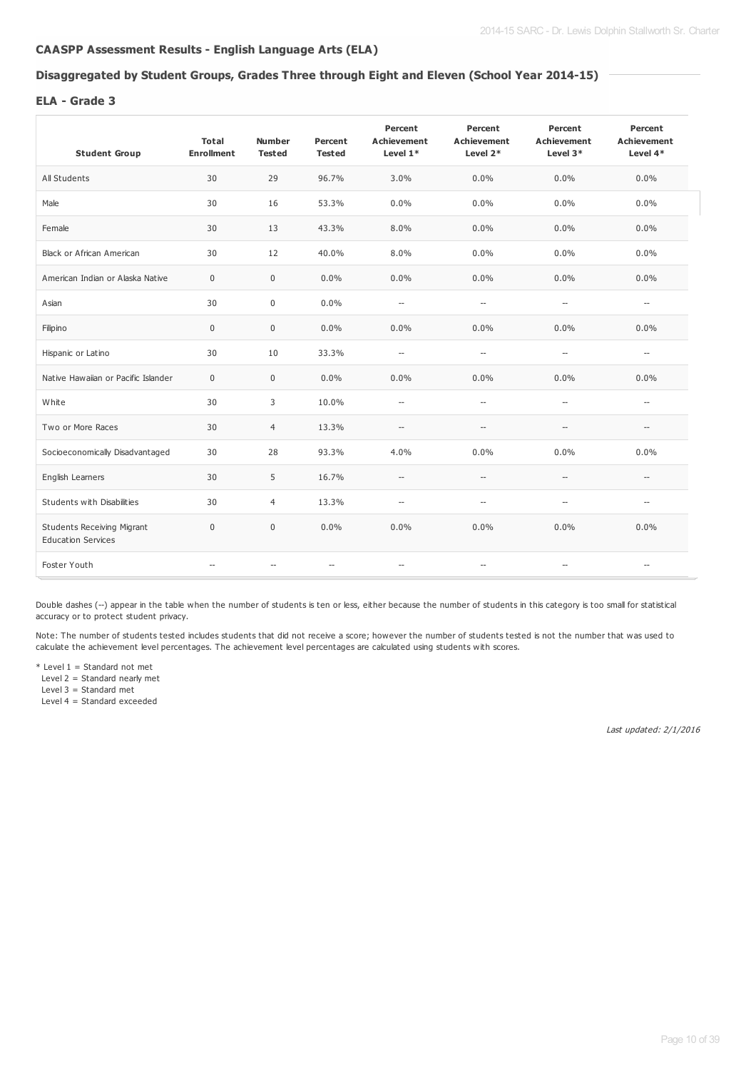### CAASPP Assessment Results - English Language Arts (ELA)

### Disaggregated by Student Groups, Grades Three through Eight and Eleven (School Year 2014-15)

### ELA - Grade 3

| Student Group | Total Enrollment | Number Tested | Percent Tested | Percent Achievement Level 1* | Percent Achievement Level 2* | Percent Achievement Level 3* | Percent Achievement Level 4* |
|---|---|---|---|---|---|---|---|
| All Students | 30 | 29 | 96.7% | 3.0% | 0.0% | 0.0% | 0.0% |
| Male | 30 | 16 | 53.3% | 0.0% | 0.0% | 0.0% | 0.0% |
| Female | 30 | 13 | 43.3% | 8.0% | 0.0% | 0.0% | 0.0% |
| Black or African American | 30 | 12 | 40.0% | 8.0% | 0.0% | 0.0% | 0.0% |
| American Indian or Alaska Native | 0 | 0 | 0.0% | 0.0% | 0.0% | 0.0% | 0.0% |
| Asian | 30 | 0 | 0.0% | -- | -- | -- | -- |
| Filipino | 0 | 0 | 0.0% | 0.0% | 0.0% | 0.0% | 0.0% |
| Hispanic or Latino | 30 | 10 | 33.3% | -- | -- | -- | -- |
| Native Hawaiian or Pacific Islander | 0 | 0 | 0.0% | 0.0% | 0.0% | 0.0% | 0.0% |
| White | 30 | 3 | 10.0% | -- | -- | -- | -- |
| Two or More Races | 30 | 4 | 13.3% | -- | -- | -- | -- |
| Socioeconomically Disadvantaged | 30 | 28 | 93.3% | 4.0% | 0.0% | 0.0% | 0.0% |
| English Learners | 30 | 5 | 16.7% | -- | -- | -- | -- |
| Students with Disabilities | 30 | 4 | 13.3% | -- | -- | -- | -- |
| Students Receiving Migrant Education Services | 0 | 0 | 0.0% | 0.0% | 0.0% | 0.0% | 0.0% |
| Foster Youth | -- | -- | -- | -- | -- | -- | -- |

Double dashes (--) appear in the table when the number of students is ten or less, either because the number of students in this category is too small for statistical accuracy or to protect student privacy.

Note: The number of students tested includes students that did not receive a score; however the number of students tested is not the number that was used to calculate the achievement level percentages. The achievement level percentages are calculated using students with scores.

\* Level 1 = Standard not met
Level 2 = Standard nearly met
Level 3 = Standard met
Level 4 = Standard exceeded

*Last updated: 2/1/2016*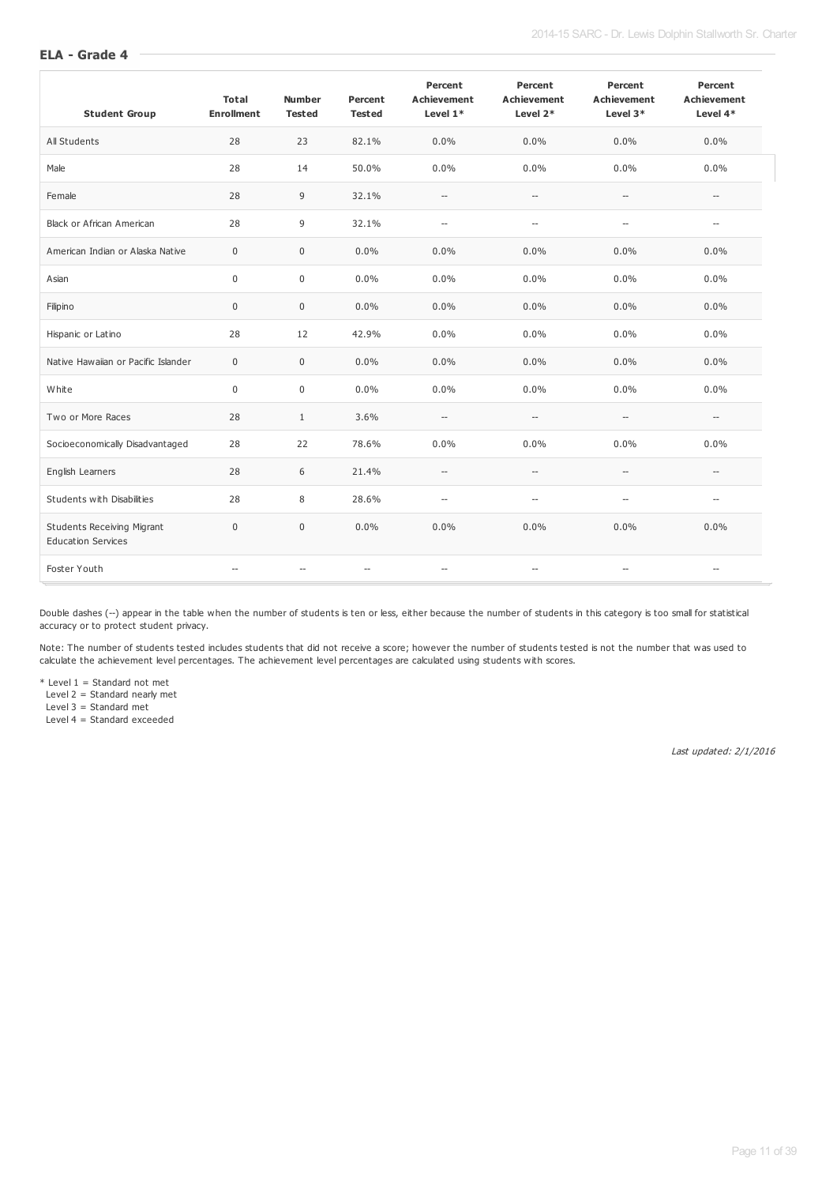## ELA - Grade 4

| Student Group | Total Enrollment | Number Tested | Percent Tested | Percent Achievement Level 1* | Percent Achievement Level 2* | Percent Achievement Level 3* | Percent Achievement Level 4* |
|---|---|---|---|---|---|---|---|
| All Students | 28 | 23 | 82.1% | 0.0% | 0.0% | 0.0% | 0.0% |
| Male | 28 | 14 | 50.0% | 0.0% | 0.0% | 0.0% | 0.0% |
| Female | 28 | 9 | 32.1% | -- | -- | -- | -- |
| Black or African American | 28 | 9 | 32.1% | -- | -- | -- | -- |
| American Indian or Alaska Native | 0 | 0 | 0.0% | 0.0% | 0.0% | 0.0% | 0.0% |
| Asian | 0 | 0 | 0.0% | 0.0% | 0.0% | 0.0% | 0.0% |
| Filipino | 0 | 0 | 0.0% | 0.0% | 0.0% | 0.0% | 0.0% |
| Hispanic or Latino | 28 | 12 | 42.9% | 0.0% | 0.0% | 0.0% | 0.0% |
| Native Hawaiian or Pacific Islander | 0 | 0 | 0.0% | 0.0% | 0.0% | 0.0% | 0.0% |
| White | 0 | 0 | 0.0% | 0.0% | 0.0% | 0.0% | 0.0% |
| Two or More Races | 28 | 1 | 3.6% | -- | -- | -- | -- |
| Socioeconomically Disadvantaged | 28 | 22 | 78.6% | 0.0% | 0.0% | 0.0% | 0.0% |
| English Learners | 28 | 6 | 21.4% | -- | -- | -- | -- |
| Students with Disabilities | 28 | 8 | 28.6% | -- | -- | -- | -- |
| Students Receiving Migrant Education Services | 0 | 0 | 0.0% | 0.0% | 0.0% | 0.0% | 0.0% |
| Foster Youth | -- | -- | -- | -- | -- | -- | -- |

Double dashes (--) appear in the table when the number of students is ten or less, either because the number of students in this category is too small for statistical accuracy or to protect student privacy.

Note: The number of students tested includes students that did not receive a score; however the number of students tested is not the number that was used to calculate the achievement level percentages. The achievement level percentages are calculated using students with scores.

\* Level 1 = Standard not met
Level 2 = Standard nearly met
Level 3 = Standard met
Level 4 = Standard exceeded

*Last updated: 2/1/2016*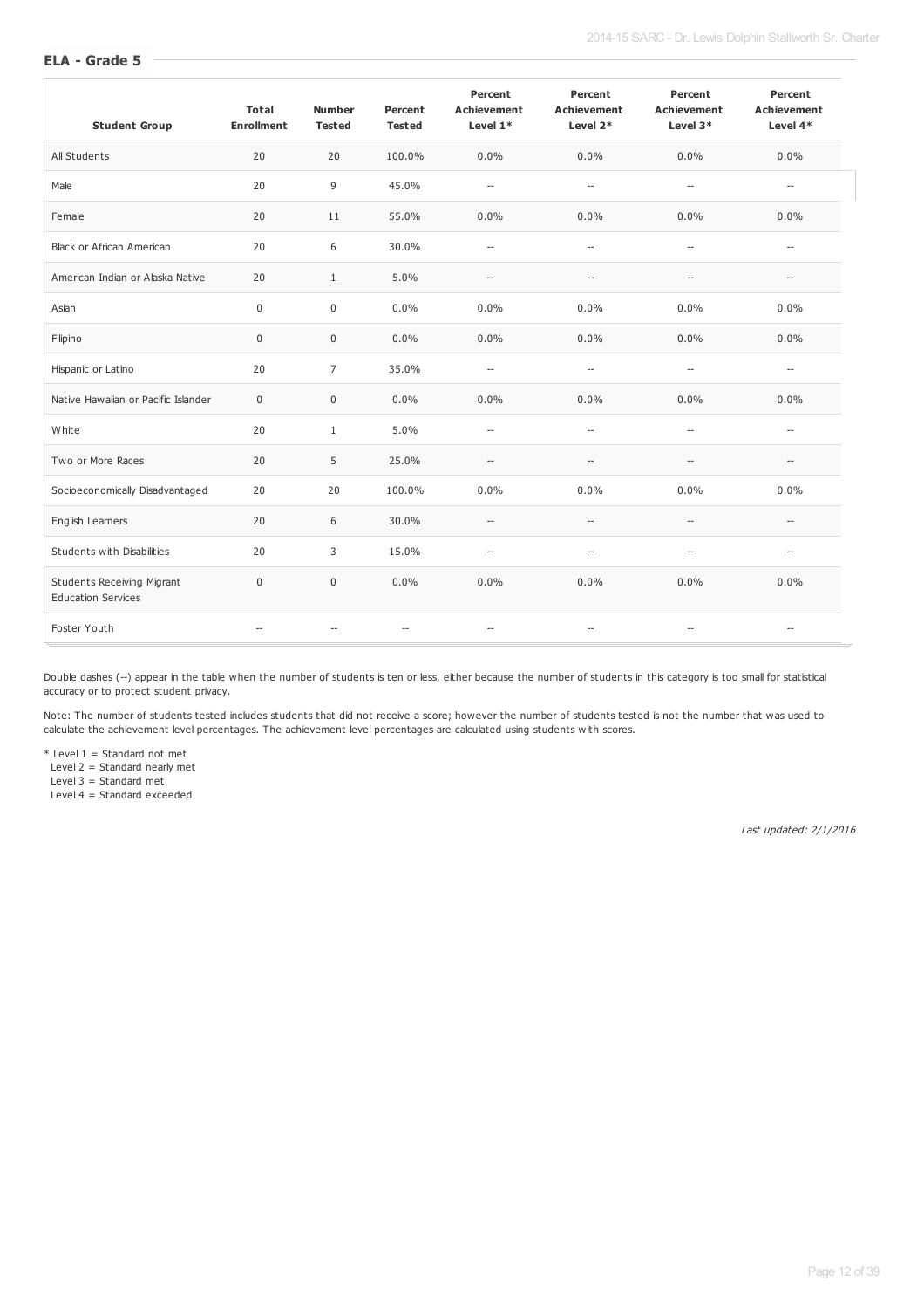## ELA - Grade 5

| Student Group | Total Enrollment | Number Tested | Percent Tested | Percent Achievement Level 1* | Percent Achievement Level 2* | Percent Achievement Level 3* | Percent Achievement Level 4* |
|---|---|---|---|---|---|---|---|
| All Students | 20 | 20 | 100.0% | 0.0% | 0.0% | 0.0% | 0.0% |
| Male | 20 | 9 | 45.0% | -- | -- | -- | -- |
| Female | 20 | 11 | 55.0% | 0.0% | 0.0% | 0.0% | 0.0% |
| Black or African American | 20 | 6 | 30.0% | -- | -- | -- | -- |
| American Indian or Alaska Native | 20 | 1 | 5.0% | -- | -- | -- | -- |
| Asian | 0 | 0 | 0.0% | 0.0% | 0.0% | 0.0% | 0.0% |
| Filipino | 0 | 0 | 0.0% | 0.0% | 0.0% | 0.0% | 0.0% |
| Hispanic or Latino | 20 | 7 | 35.0% | -- | -- | -- | -- |
| Native Hawaiian or Pacific Islander | 0 | 0 | 0.0% | 0.0% | 0.0% | 0.0% | 0.0% |
| White | 20 | 1 | 5.0% | -- | -- | -- | -- |
| Two or More Races | 20 | 5 | 25.0% | -- | -- | -- | -- |
| Socioeconomically Disadvantaged | 20 | 20 | 100.0% | 0.0% | 0.0% | 0.0% | 0.0% |
| English Learners | 20 | 6 | 30.0% | -- | -- | -- | -- |
| Students with Disabilities | 20 | 3 | 15.0% | -- | -- | -- | -- |
| Students Receiving Migrant Education Services | 0 | 0 | 0.0% | 0.0% | 0.0% | 0.0% | 0.0% |
| Foster Youth | -- | -- | -- | -- | -- | -- | -- |

Double dashes (--) appear in the table when the number of students is ten or less, either because the number of students in this category is too small for statistical accuracy or to protect student privacy.

Note: The number of students tested includes students that did not receive a score; however the number of students tested is not the number that was used to calculate the achievement level percentages. The achievement level percentages are calculated using students with scores.

* Level 1 = Standard not met
  Level 2 = Standard nearly met
  Level 3 = Standard met
  Level 4 = Standard exceeded

*Last updated: 2/1/2016*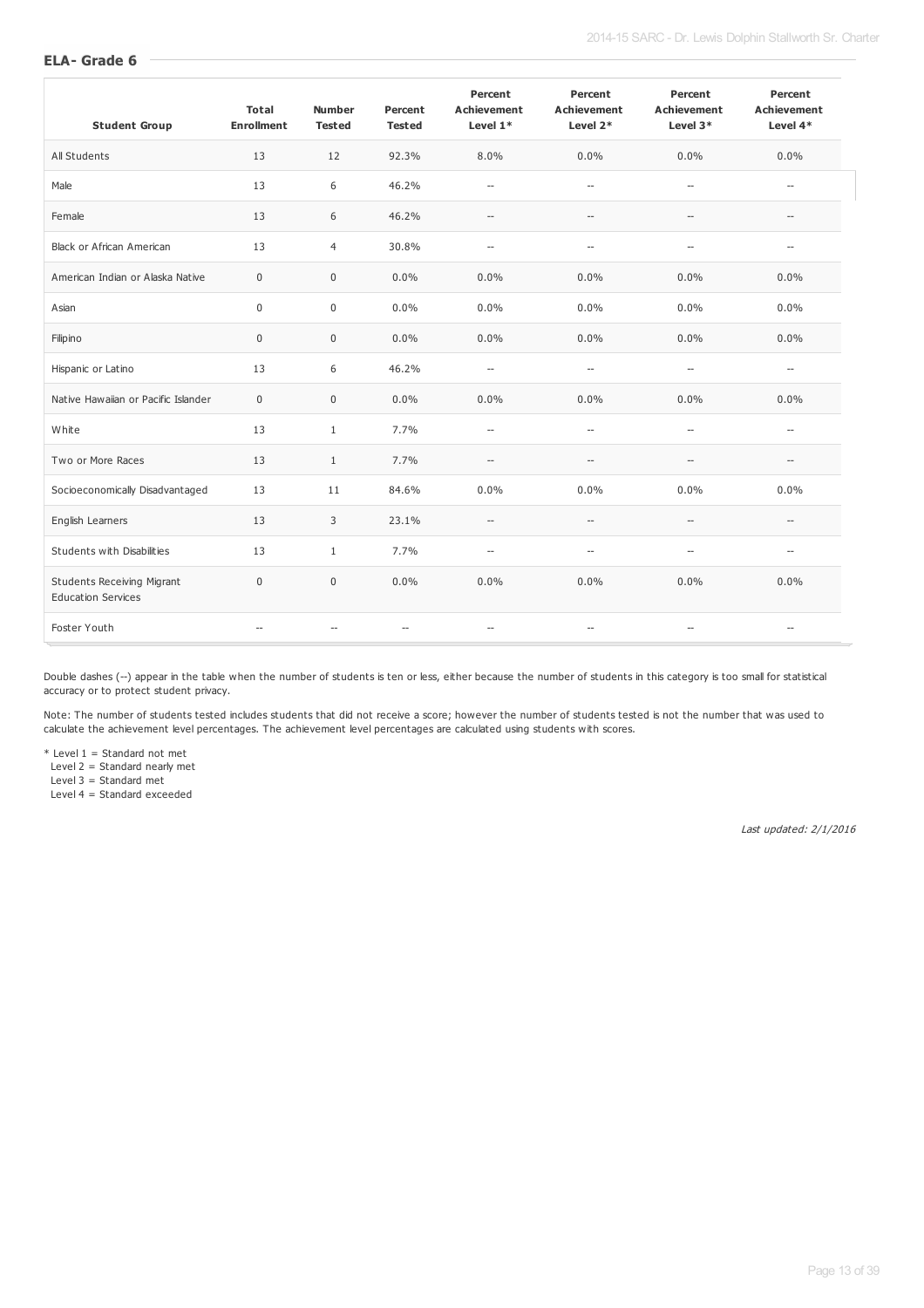### ELA- Grade 6

| Student Group | Total Enrollment | Number Tested | Percent Tested | Percent Achievement Level 1* | Percent Achievement Level 2* | Percent Achievement Level 3* | Percent Achievement Level 4* |
|---|---|---|---|---|---|---|---|
| All Students | 13 | 12 | 92.3% | 8.0% | 0.0% | 0.0% | 0.0% |
| Male | 13 | 6 | 46.2% | -- | -- | -- | -- |
| Female | 13 | 6 | 46.2% | -- | -- | -- | -- |
| Black or African American | 13 | 4 | 30.8% | -- | -- | -- | -- |
| American Indian or Alaska Native | 0 | 0 | 0.0% | 0.0% | 0.0% | 0.0% | 0.0% |
| Asian | 0 | 0 | 0.0% | 0.0% | 0.0% | 0.0% | 0.0% |
| Filipino | 0 | 0 | 0.0% | 0.0% | 0.0% | 0.0% | 0.0% |
| Hispanic or Latino | 13 | 6 | 46.2% | -- | -- | -- | -- |
| Native Hawaiian or Pacific Islander | 0 | 0 | 0.0% | 0.0% | 0.0% | 0.0% | 0.0% |
| White | 13 | 1 | 7.7% | -- | -- | -- | -- |
| Two or More Races | 13 | 1 | 7.7% | -- | -- | -- | -- |
| Socioeconomically Disadvantaged | 13 | 11 | 84.6% | 0.0% | 0.0% | 0.0% | 0.0% |
| English Learners | 13 | 3 | 23.1% | -- | -- | -- | -- |
| Students with Disabilities | 13 | 1 | 7.7% | -- | -- | -- | -- |
| Students Receiving Migrant Education Services | 0 | 0 | 0.0% | 0.0% | 0.0% | 0.0% | 0.0% |
| Foster Youth | -- | -- | -- | -- | -- | -- | -- |

Double dashes (--) appear in the table when the number of students is ten or less, either because the number of students in this category is too small for statistical accuracy or to protect student privacy.

Note: The number of students tested includes students that did not receive a score; however the number of students tested is not the number that was used to calculate the achievement level percentages. The achievement level percentages are calculated using students with scores.

\* Level 1 = Standard not met
Level 2 = Standard nearly met
Level 3 = Standard met
Level 4 = Standard exceeded

*Last updated: 2/1/2016*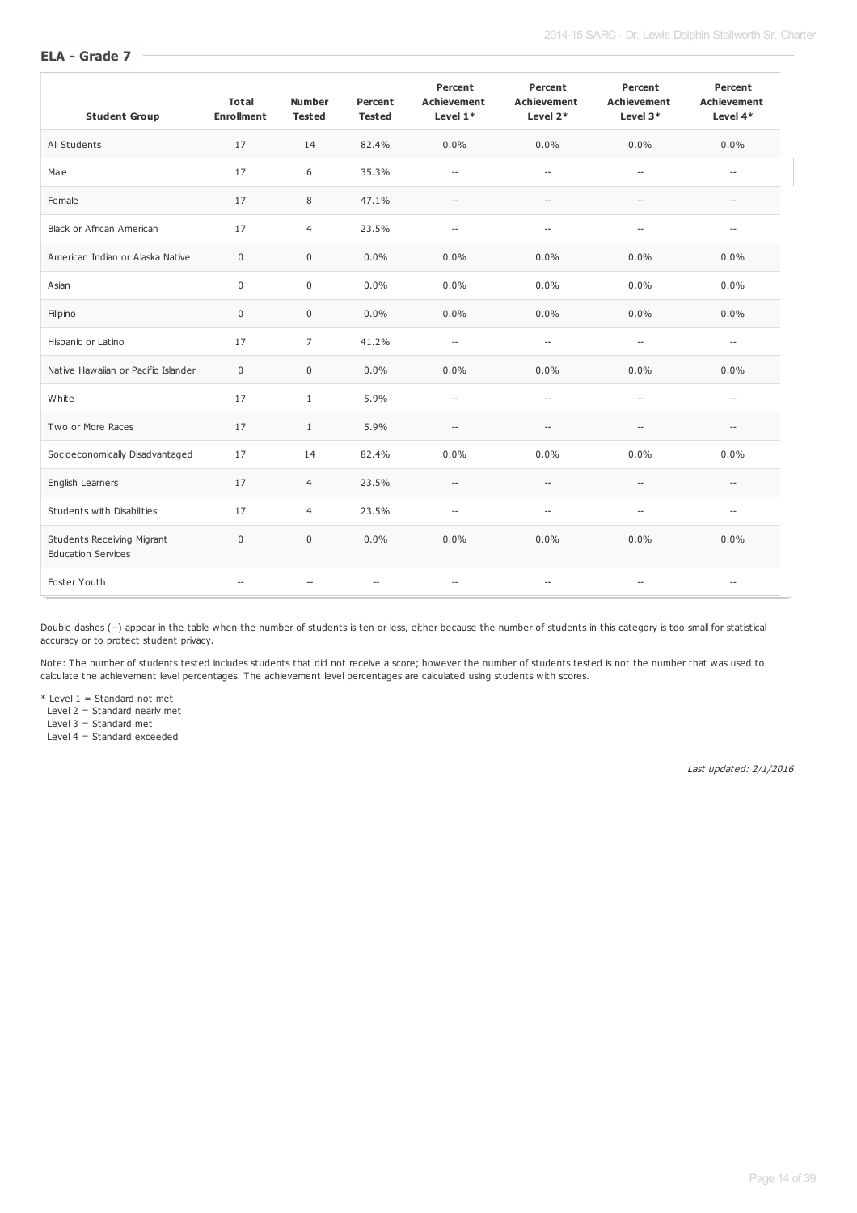## ELA - Grade 7

| Student Group | Total Enrollment | Number Tested | Percent Tested | Percent Achievement Level 1* | Percent Achievement Level 2* | Percent Achievement Level 3* | Percent Achievement Level 4* |
|---|---|---|---|---|---|---|---|
| All Students | 17 | 14 | 82.4% | 0.0% | 0.0% | 0.0% | 0.0% |
| Male | 17 | 6 | 35.3% | -- | -- | -- | -- |
| Female | 17 | 8 | 47.1% | -- | -- | -- | -- |
| Black or African American | 17 | 4 | 23.5% | -- | -- | -- | -- |
| American Indian or Alaska Native | 0 | 0 | 0.0% | 0.0% | 0.0% | 0.0% | 0.0% |
| Asian | 0 | 0 | 0.0% | 0.0% | 0.0% | 0.0% | 0.0% |
| Filipino | 0 | 0 | 0.0% | 0.0% | 0.0% | 0.0% | 0.0% |
| Hispanic or Latino | 17 | 7 | 41.2% | -- | -- | -- | -- |
| Native Hawaiian or Pacific Islander | 0 | 0 | 0.0% | 0.0% | 0.0% | 0.0% | 0.0% |
| White | 17 | 1 | 5.9% | -- | -- | -- | -- |
| Two or More Races | 17 | 1 | 5.9% | -- | -- | -- | -- |
| Socioeconomically Disadvantaged | 17 | 14 | 82.4% | 0.0% | 0.0% | 0.0% | 0.0% |
| English Learners | 17 | 4 | 23.5% | -- | -- | -- | -- |
| Students with Disabilities | 17 | 4 | 23.5% | -- | -- | -- | -- |
| Students Receiving Migrant Education Services | 0 | 0 | 0.0% | 0.0% | 0.0% | 0.0% | 0.0% |
| Foster Youth | -- | -- | -- | -- | -- | -- | -- |

Double dashes (--) appear in the table when the number of students is ten or less, either because the number of students in this category is too small for statistical accuracy or to protect student privacy.

Note: The number of students tested includes students that did not receive a score; however the number of students tested is not the number that was used to calculate the achievement level percentages. The achievement level percentages are calculated using students with scores.

\* Level 1 = Standard not met
Level 2 = Standard nearly met
Level 3 = Standard met
Level 4 = Standard exceeded

*Last updated: 2/1/2016*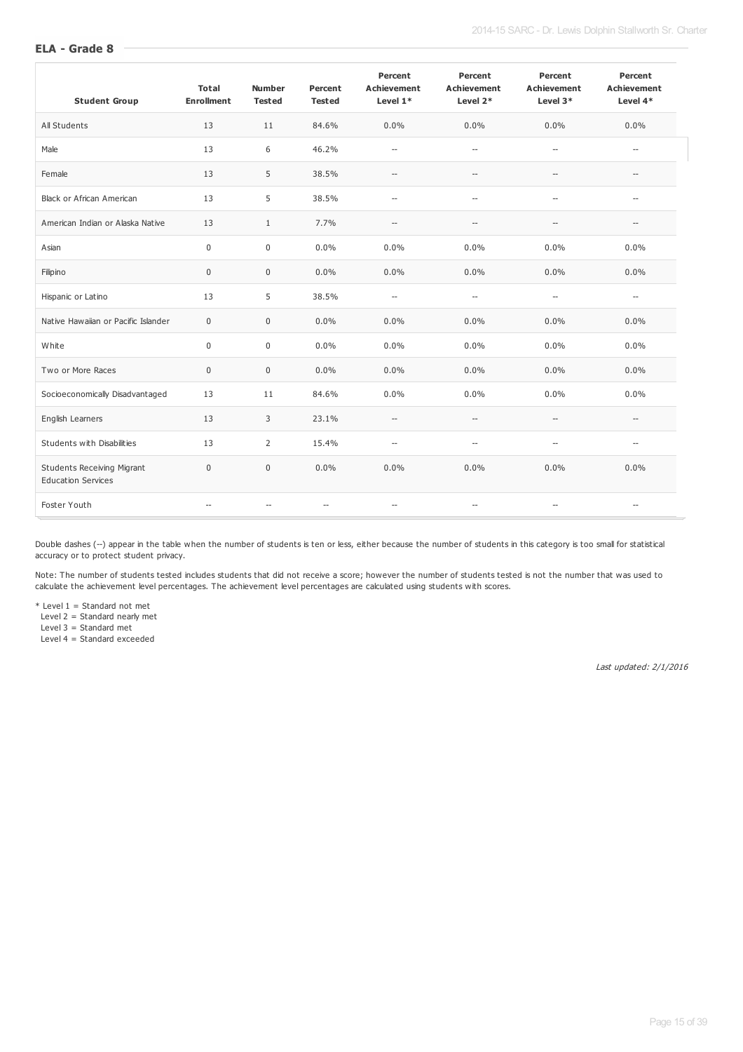### ELA - Grade 8

| Student Group | Total Enrollment | Number Tested | Percent Tested | Percent Achievement Level 1* | Percent Achievement Level 2* | Percent Achievement Level 3* | Percent Achievement Level 4* |
|---|---|---|---|---|---|---|---|
| All Students | 13 | 11 | 84.6% | 0.0% | 0.0% | 0.0% | 0.0% |
| Male | 13 | 6 | 46.2% | -- | -- | -- | -- |
| Female | 13 | 5 | 38.5% | -- | -- | -- | -- |
| Black or African American | 13 | 5 | 38.5% | -- | -- | -- | -- |
| American Indian or Alaska Native | 13 | 1 | 7.7% | -- | -- | -- | -- |
| Asian | 0 | 0 | 0.0% | 0.0% | 0.0% | 0.0% | 0.0% |
| Filipino | 0 | 0 | 0.0% | 0.0% | 0.0% | 0.0% | 0.0% |
| Hispanic or Latino | 13 | 5 | 38.5% | -- | -- | -- | -- |
| Native Hawaiian or Pacific Islander | 0 | 0 | 0.0% | 0.0% | 0.0% | 0.0% | 0.0% |
| White | 0 | 0 | 0.0% | 0.0% | 0.0% | 0.0% | 0.0% |
| Two or More Races | 0 | 0 | 0.0% | 0.0% | 0.0% | 0.0% | 0.0% |
| Socioeconomically Disadvantaged | 13 | 11 | 84.6% | 0.0% | 0.0% | 0.0% | 0.0% |
| English Learners | 13 | 3 | 23.1% | -- | -- | -- | -- |
| Students with Disabilities | 13 | 2 | 15.4% | -- | -- | -- | -- |
| Students Receiving Migrant Education Services | 0 | 0 | 0.0% | 0.0% | 0.0% | 0.0% | 0.0% |
| Foster Youth | -- | -- | -- | -- | -- | -- | -- |

Double dashes (--) appear in the table when the number of students is ten or less, either because the number of students in this category is too small for statistical accuracy or to protect student privacy.

Note: The number of students tested includes students that did not receive a score; however the number of students tested is not the number that was used to calculate the achievement level percentages. The achievement level percentages are calculated using students with scores.

* Level 1 = Standard not met
Level 2 = Standard nearly met
Level 3 = Standard met
Level 4 = Standard exceeded

*Last updated: 2/1/2016*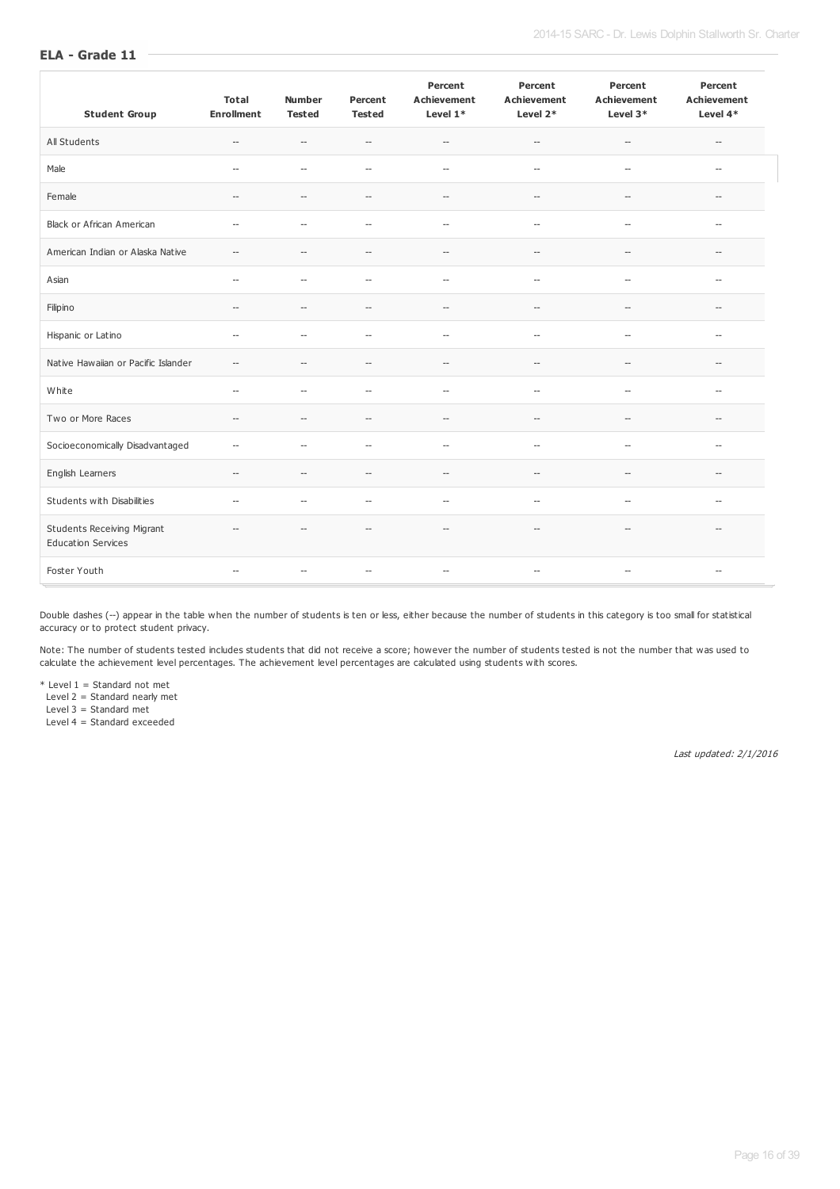## ELA - Grade 11

| Student Group | Total Enrollment | Number Tested | Percent Tested | Percent Achievement Level 1* | Percent Achievement Level 2* | Percent Achievement Level 3* | Percent Achievement Level 4* |
|---|---|---|---|---|---|---|---|
| All Students | -- | -- | -- | -- | -- | -- | -- |
| Male | -- | -- | -- | -- | -- | -- | -- |
| Female | -- | -- | -- | -- | -- | -- | -- |
| Black or African American | -- | -- | -- | -- | -- | -- | -- |
| American Indian or Alaska Native | -- | -- | -- | -- | -- | -- | -- |
| Asian | -- | -- | -- | -- | -- | -- | -- |
| Filipino | -- | -- | -- | -- | -- | -- | -- |
| Hispanic or Latino | -- | -- | -- | -- | -- | -- | -- |
| Native Hawaiian or Pacific Islander | -- | -- | -- | -- | -- | -- | -- |
| White | -- | -- | -- | -- | -- | -- | -- |
| Two or More Races | -- | -- | -- | -- | -- | -- | -- |
| Socioeconomically Disadvantaged | -- | -- | -- | -- | -- | -- | -- |
| English Learners | -- | -- | -- | -- | -- | -- | -- |
| Students with Disabilities | -- | -- | -- | -- | -- | -- | -- |
| Students Receiving Migrant Education Services | -- | -- | -- | -- | -- | -- | -- |
| Foster Youth | -- | -- | -- | -- | -- | -- | -- |

Double dashes (--) appear in the table when the number of students is ten or less, either because the number of students in this category is too small for statistical accuracy or to protect student privacy.

Note: The number of students tested includes students that did not receive a score; however the number of students tested is not the number that was used to calculate the achievement level percentages. The achievement level percentages are calculated using students with scores.

\* Level 1 = Standard not met
Level 2 = Standard nearly met
Level 3 = Standard met
Level 4 = Standard exceeded

*Last updated: 2/1/2016*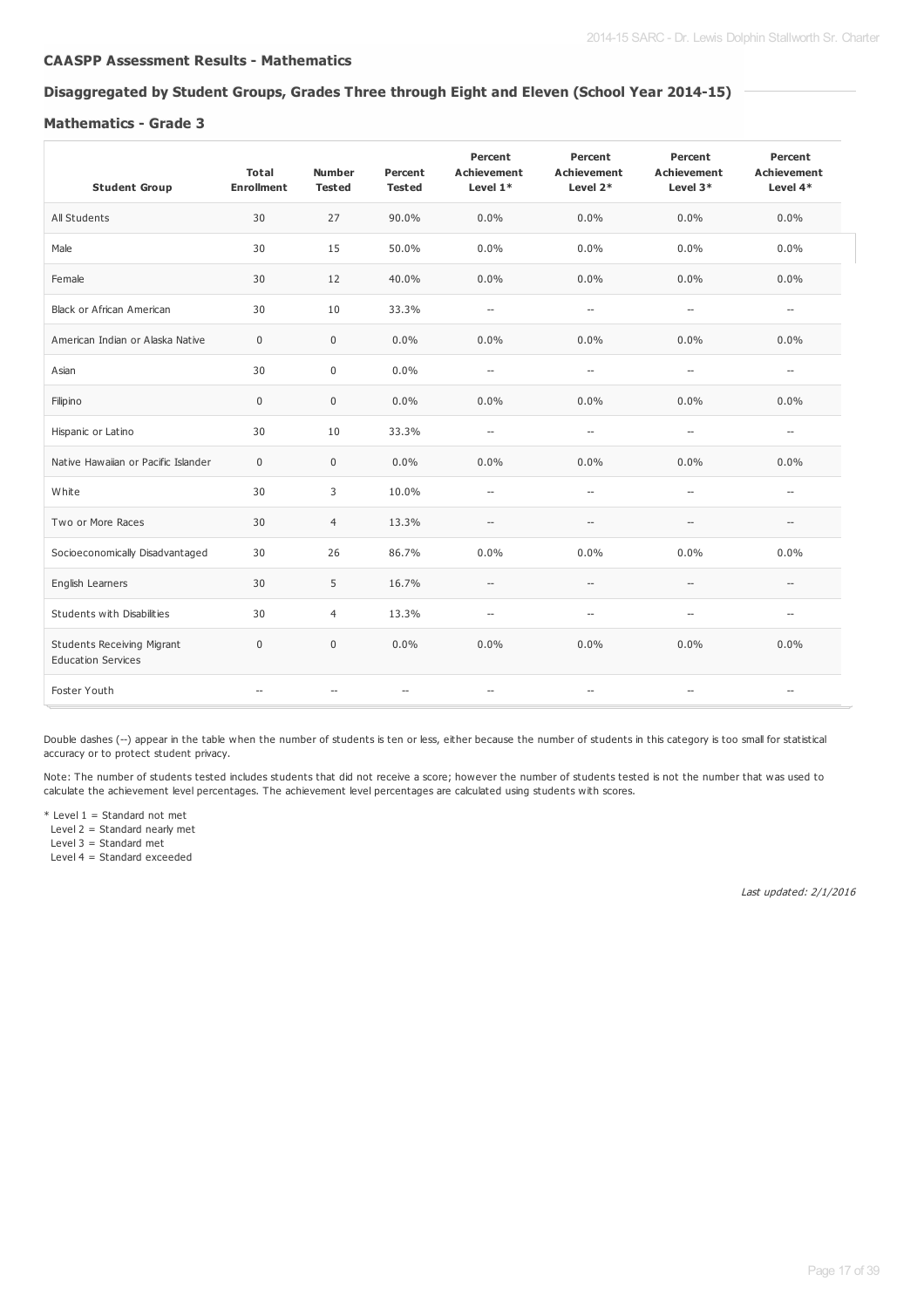### CAASPP Assessment Results - Mathematics

### Disaggregated by Student Groups, Grades Three through Eight and Eleven (School Year 2014-15)

#### Mathematics - Grade 3

| Student Group | Total Enrollment | Number Tested | Percent Tested | Percent Achievement Level 1* | Percent Achievement Level 2* | Percent Achievement Level 3* | Percent Achievement Level 4* |
|---|---|---|---|---|---|---|---|
| All Students | 30 | 27 | 90.0% | 0.0% | 0.0% | 0.0% | 0.0% |
| Male | 30 | 15 | 50.0% | 0.0% | 0.0% | 0.0% | 0.0% |
| Female | 30 | 12 | 40.0% | 0.0% | 0.0% | 0.0% | 0.0% |
| Black or African American | 30 | 10 | 33.3% | -- | -- | -- | -- |
| American Indian or Alaska Native | 0 | 0 | 0.0% | 0.0% | 0.0% | 0.0% | 0.0% |
| Asian | 30 | 0 | 0.0% | -- | -- | -- | -- |
| Filipino | 0 | 0 | 0.0% | 0.0% | 0.0% | 0.0% | 0.0% |
| Hispanic or Latino | 30 | 10 | 33.3% | -- | -- | -- | -- |
| Native Hawaiian or Pacific Islander | 0 | 0 | 0.0% | 0.0% | 0.0% | 0.0% | 0.0% |
| White | 30 | 3 | 10.0% | -- | -- | -- | -- |
| Two or More Races | 30 | 4 | 13.3% | -- | -- | -- | -- |
| Socioeconomically Disadvantaged | 30 | 26 | 86.7% | 0.0% | 0.0% | 0.0% | 0.0% |
| English Learners | 30 | 5 | 16.7% | -- | -- | -- | -- |
| Students with Disabilities | 30 | 4 | 13.3% | -- | -- | -- | -- |
| Students Receiving Migrant Education Services | 0 | 0 | 0.0% | 0.0% | 0.0% | 0.0% | 0.0% |
| Foster Youth | -- | -- | -- | -- | -- | -- | -- |

Double dashes (--) appear in the table when the number of students is ten or less, either because the number of students in this category is too small for statistical accuracy or to protect student privacy.

Note: The number of students tested includes students that did not receive a score; however the number of students tested is not the number that was used to calculate the achievement level percentages. The achievement level percentages are calculated using students with scores.

* Level 1 = Standard not met
Level 2 = Standard nearly met
Level 3 = Standard met
Level 4 = Standard exceeded

*Last updated: 2/1/2016*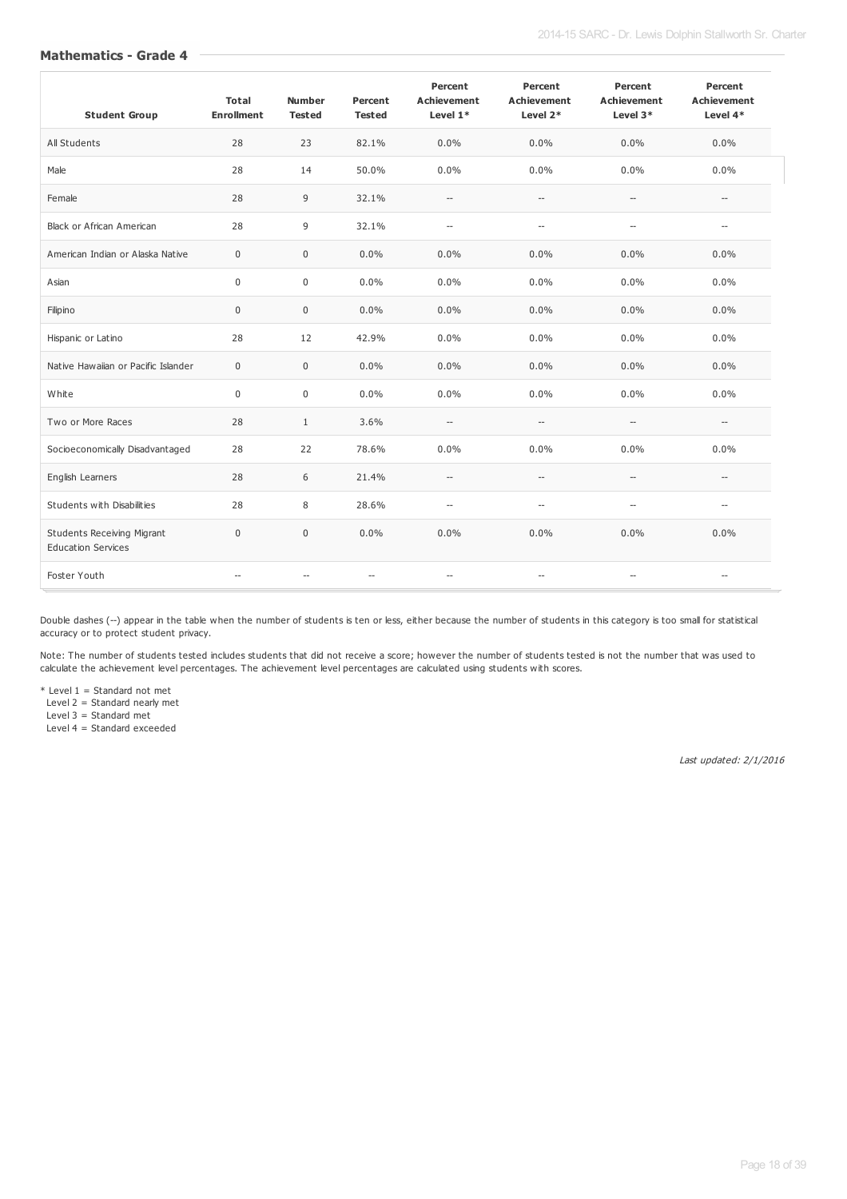### Mathematics - Grade 4

| Student Group | Total Enrollment | Number Tested | Percent Tested | Percent Achievement Level 1* | Percent Achievement Level 2* | Percent Achievement Level 3* | Percent Achievement Level 4* |
|---|---|---|---|---|---|---|---|
| All Students | 28 | 23 | 82.1% | 0.0% | 0.0% | 0.0% | 0.0% |
| Male | 28 | 14 | 50.0% | 0.0% | 0.0% | 0.0% | 0.0% |
| Female | 28 | 9 | 32.1% | -- | -- | -- | -- |
| Black or African American | 28 | 9 | 32.1% | -- | -- | -- | -- |
| American Indian or Alaska Native | 0 | 0 | 0.0% | 0.0% | 0.0% | 0.0% | 0.0% |
| Asian | 0 | 0 | 0.0% | 0.0% | 0.0% | 0.0% | 0.0% |
| Filipino | 0 | 0 | 0.0% | 0.0% | 0.0% | 0.0% | 0.0% |
| Hispanic or Latino | 28 | 12 | 42.9% | 0.0% | 0.0% | 0.0% | 0.0% |
| Native Hawaiian or Pacific Islander | 0 | 0 | 0.0% | 0.0% | 0.0% | 0.0% | 0.0% |
| White | 0 | 0 | 0.0% | 0.0% | 0.0% | 0.0% | 0.0% |
| Two or More Races | 28 | 1 | 3.6% | -- | -- | -- | -- |
| Socioeconomically Disadvantaged | 28 | 22 | 78.6% | 0.0% | 0.0% | 0.0% | 0.0% |
| English Learners | 28 | 6 | 21.4% | -- | -- | -- | -- |
| Students with Disabilities | 28 | 8 | 28.6% | -- | -- | -- | -- |
| Students Receiving Migrant Education Services | 0 | 0 | 0.0% | 0.0% | 0.0% | 0.0% | 0.0% |
| Foster Youth | -- | -- | -- | -- | -- | -- | -- |

Double dashes (--) appear in the table when the number of students is ten or less, either because the number of students in this category is too small for statistical accuracy or to protect student privacy.

Note: The number of students tested includes students that did not receive a score; however the number of students tested is not the number that was used to calculate the achievement level percentages. The achievement level percentages are calculated using students with scores.

\* Level 1 = Standard not met
Level 2 = Standard nearly met
Level 3 = Standard met
Level 4 = Standard exceeded

*Last updated: 2/1/2016*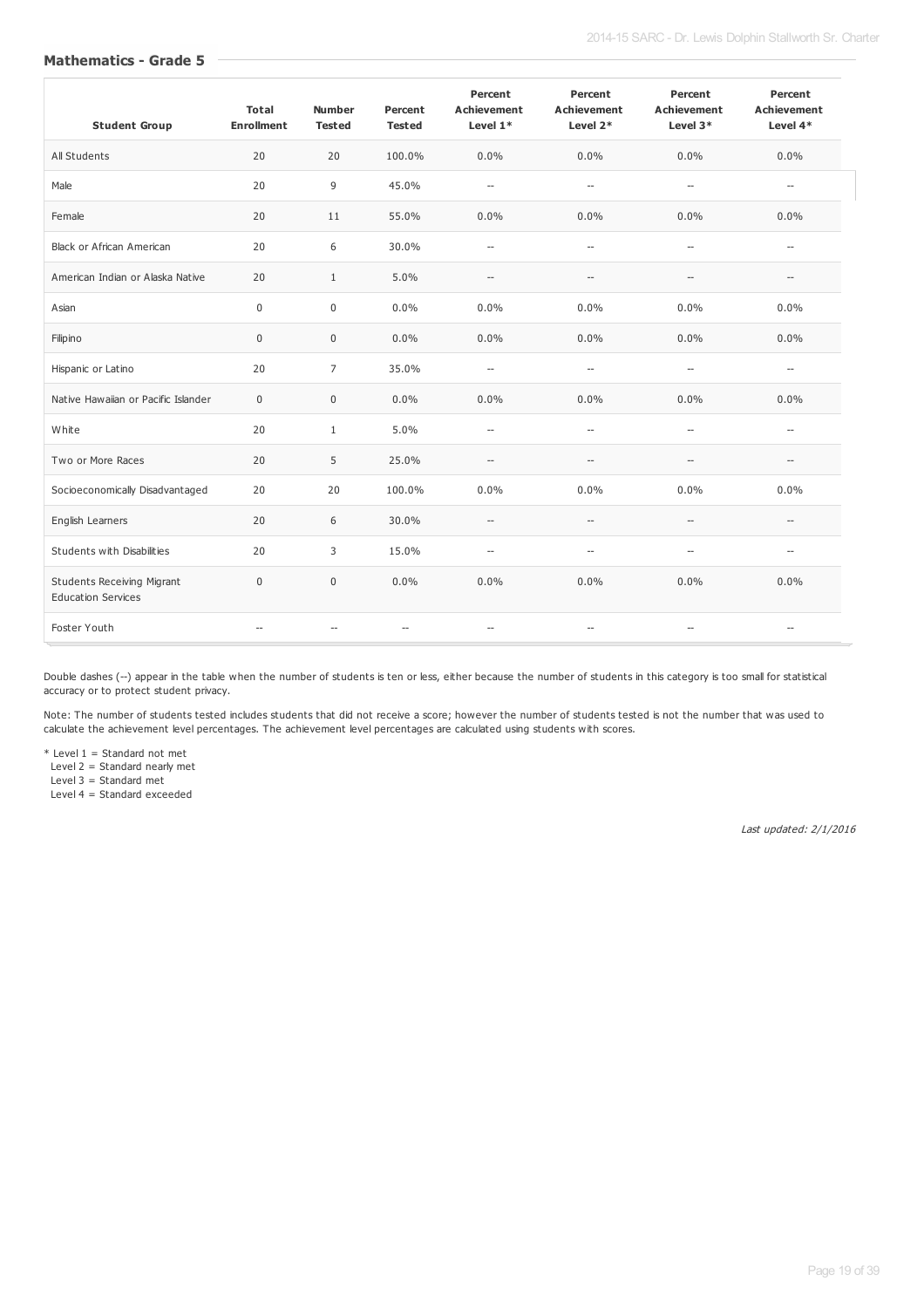## Mathematics - Grade 5

| Student Group | Total Enrollment | Number Tested | Percent Tested | Percent Achievement Level 1* | Percent Achievement Level 2* | Percent Achievement Level 3* | Percent Achievement Level 4* |
|---|---|---|---|---|---|---|---|
| All Students | 20 | 20 | 100.0% | 0.0% | 0.0% | 0.0% | 0.0% |
| Male | 20 | 9 | 45.0% | -- | -- | -- | -- |
| Female | 20 | 11 | 55.0% | 0.0% | 0.0% | 0.0% | 0.0% |
| Black or African American | 20 | 6 | 30.0% | -- | -- | -- | -- |
| American Indian or Alaska Native | 20 | 1 | 5.0% | -- | -- | -- | -- |
| Asian | 0 | 0 | 0.0% | 0.0% | 0.0% | 0.0% | 0.0% |
| Filipino | 0 | 0 | 0.0% | 0.0% | 0.0% | 0.0% | 0.0% |
| Hispanic or Latino | 20 | 7 | 35.0% | -- | -- | -- | -- |
| Native Hawaiian or Pacific Islander | 0 | 0 | 0.0% | 0.0% | 0.0% | 0.0% | 0.0% |
| White | 20 | 1 | 5.0% | -- | -- | -- | -- |
| Two or More Races | 20 | 5 | 25.0% | -- | -- | -- | -- |
| Socioeconomically Disadvantaged | 20 | 20 | 100.0% | 0.0% | 0.0% | 0.0% | 0.0% |
| English Learners | 20 | 6 | 30.0% | -- | -- | -- | -- |
| Students with Disabilities | 20 | 3 | 15.0% | -- | -- | -- | -- |
| Students Receiving Migrant Education Services | 0 | 0 | 0.0% | 0.0% | 0.0% | 0.0% | 0.0% |
| Foster Youth | -- | -- | -- | -- | -- | -- | -- |

Double dashes (--) appear in the table when the number of students is ten or less, either because the number of students in this category is too small for statistical accuracy or to protect student privacy.

Note: The number of students tested includes students that did not receive a score; however the number of students tested is not the number that was used to calculate the achievement level percentages. The achievement level percentages are calculated using students with scores.

* Level 1 = Standard not met
Level 2 = Standard nearly met
Level 3 = Standard met
Level 4 = Standard exceeded

*Last updated: 2/1/2016*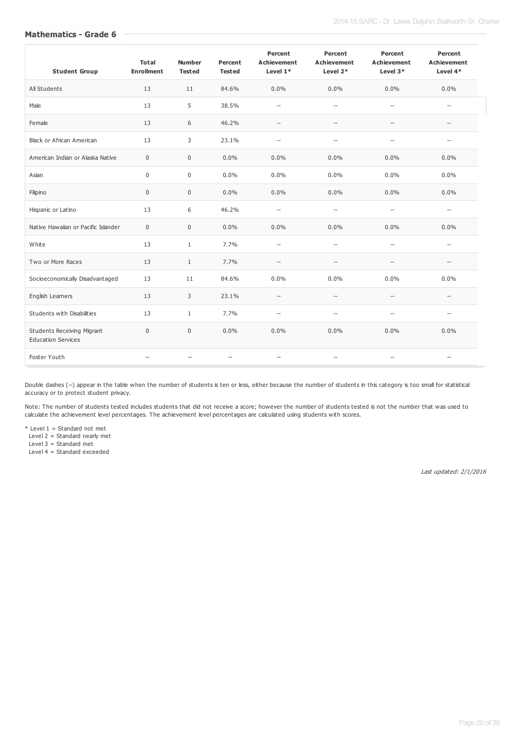## Mathematics - Grade 6

| Student Group | Total Enrollment | Number Tested | Percent Tested | Percent Achievement Level 1* | Percent Achievement Level 2* | Percent Achievement Level 3* | Percent Achievement Level 4* |
|---|---|---|---|---|---|---|---|
| All Students | 13 | 11 | 84.6% | 0.0% | 0.0% | 0.0% | 0.0% |
| Male | 13 | 5 | 38.5% | -- | -- | -- | -- |
| Female | 13 | 6 | 46.2% | -- | -- | -- | -- |
| Black or African American | 13 | 3 | 23.1% | -- | -- | -- | -- |
| American Indian or Alaska Native | 0 | 0 | 0.0% | 0.0% | 0.0% | 0.0% | 0.0% |
| Asian | 0 | 0 | 0.0% | 0.0% | 0.0% | 0.0% | 0.0% |
| Filipino | 0 | 0 | 0.0% | 0.0% | 0.0% | 0.0% | 0.0% |
| Hispanic or Latino | 13 | 6 | 46.2% | -- | -- | -- | -- |
| Native Hawaiian or Pacific Islander | 0 | 0 | 0.0% | 0.0% | 0.0% | 0.0% | 0.0% |
| White | 13 | 1 | 7.7% | -- | -- | -- | -- |
| Two or More Races | 13 | 1 | 7.7% | -- | -- | -- | -- |
| Socioeconomically Disadvantaged | 13 | 11 | 84.6% | 0.0% | 0.0% | 0.0% | 0.0% |
| English Learners | 13 | 3 | 23.1% | -- | -- | -- | -- |
| Students with Disabilities | 13 | 1 | 7.7% | -- | -- | -- | -- |
| Students Receiving Migrant Education Services | 0 | 0 | 0.0% | 0.0% | 0.0% | 0.0% | 0.0% |
| Foster Youth | -- | -- | -- | -- | -- | -- | -- |

Double dashes (--) appear in the table when the number of students is ten or less, either because the number of students in this category is too small for statistical accuracy or to protect student privacy.

Note: The number of students tested includes students that did not receive a score; however the number of students tested is not the number that was used to calculate the achievement level percentages. The achievement level percentages are calculated using students with scores.

\* Level 1 = Standard not met
Level 2 = Standard nearly met
Level 3 = Standard met
Level 4 = Standard exceeded

*Last updated: 2/1/2016*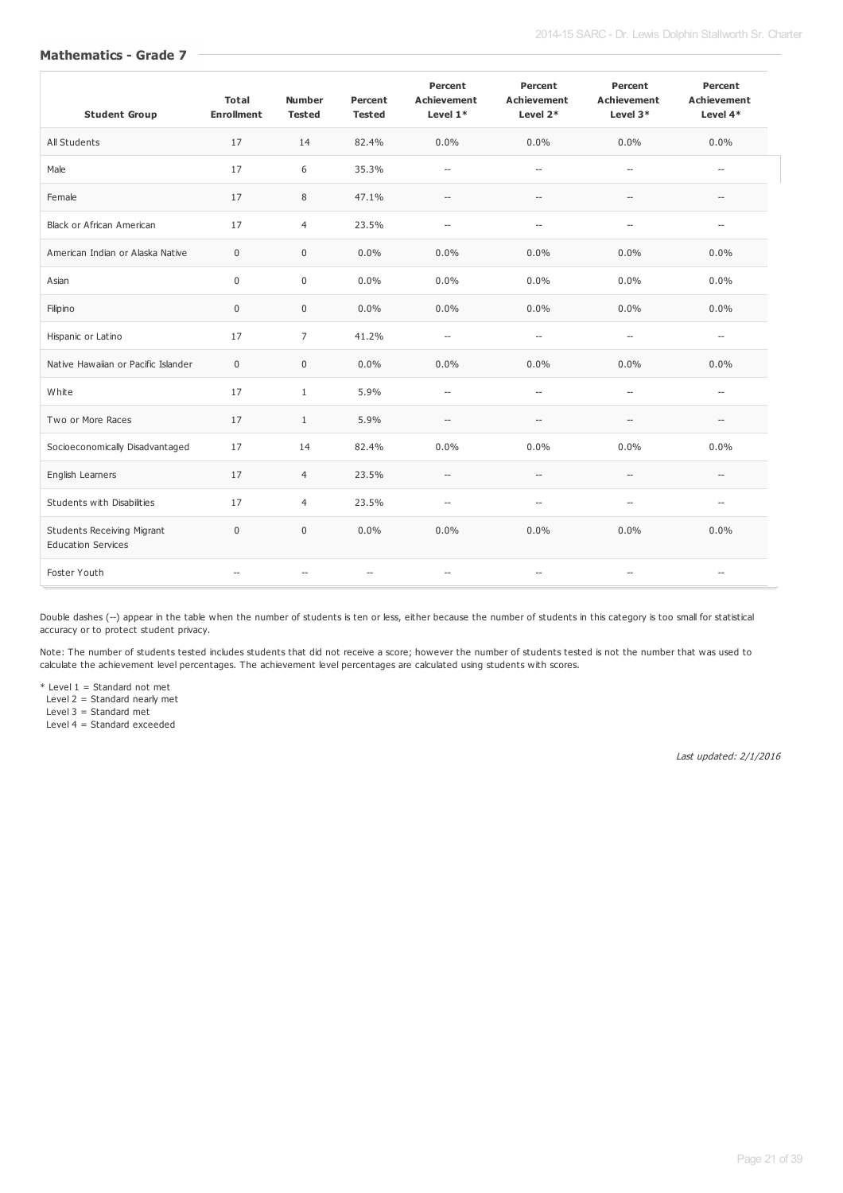## Mathematics - Grade 7

| Student Group | Total Enrollment | Number Tested | Percent Tested | Percent Achievement Level 1* | Percent Achievement Level 2* | Percent Achievement Level 3* | Percent Achievement Level 4* |
|---|---|---|---|---|---|---|---|
| All Students | 17 | 14 | 82.4% | 0.0% | 0.0% | 0.0% | 0.0% |
| Male | 17 | 6 | 35.3% | -- | -- | -- | -- |
| Female | 17 | 8 | 47.1% | -- | -- | -- | -- |
| Black or African American | 17 | 4 | 23.5% | -- | -- | -- | -- |
| American Indian or Alaska Native | 0 | 0 | 0.0% | 0.0% | 0.0% | 0.0% | 0.0% |
| Asian | 0 | 0 | 0.0% | 0.0% | 0.0% | 0.0% | 0.0% |
| Filipino | 0 | 0 | 0.0% | 0.0% | 0.0% | 0.0% | 0.0% |
| Hispanic or Latino | 17 | 7 | 41.2% | -- | -- | -- | -- |
| Native Hawaiian or Pacific Islander | 0 | 0 | 0.0% | 0.0% | 0.0% | 0.0% | 0.0% |
| White | 17 | 1 | 5.9% | -- | -- | -- | -- |
| Two or More Races | 17 | 1 | 5.9% | -- | -- | -- | -- |
| Socioeconomically Disadvantaged | 17 | 14 | 82.4% | 0.0% | 0.0% | 0.0% | 0.0% |
| English Learners | 17 | 4 | 23.5% | -- | -- | -- | -- |
| Students with Disabilities | 17 | 4 | 23.5% | -- | -- | -- | -- |
| Students Receiving Migrant Education Services | 0 | 0 | 0.0% | 0.0% | 0.0% | 0.0% | 0.0% |
| Foster Youth | -- | -- | -- | -- | -- | -- | -- |

Double dashes (--) appear in the table when the number of students is ten or less, either because the number of students in this category is too small for statistical accuracy or to protect student privacy.

Note: The number of students tested includes students that did not receive a score; however the number of students tested is not the number that was used to calculate the achievement level percentages. The achievement level percentages are calculated using students with scores.

\* Level 1 = Standard not met
Level 2 = Standard nearly met
Level 3 = Standard met
Level 4 = Standard exceeded

*Last updated: 2/1/2016*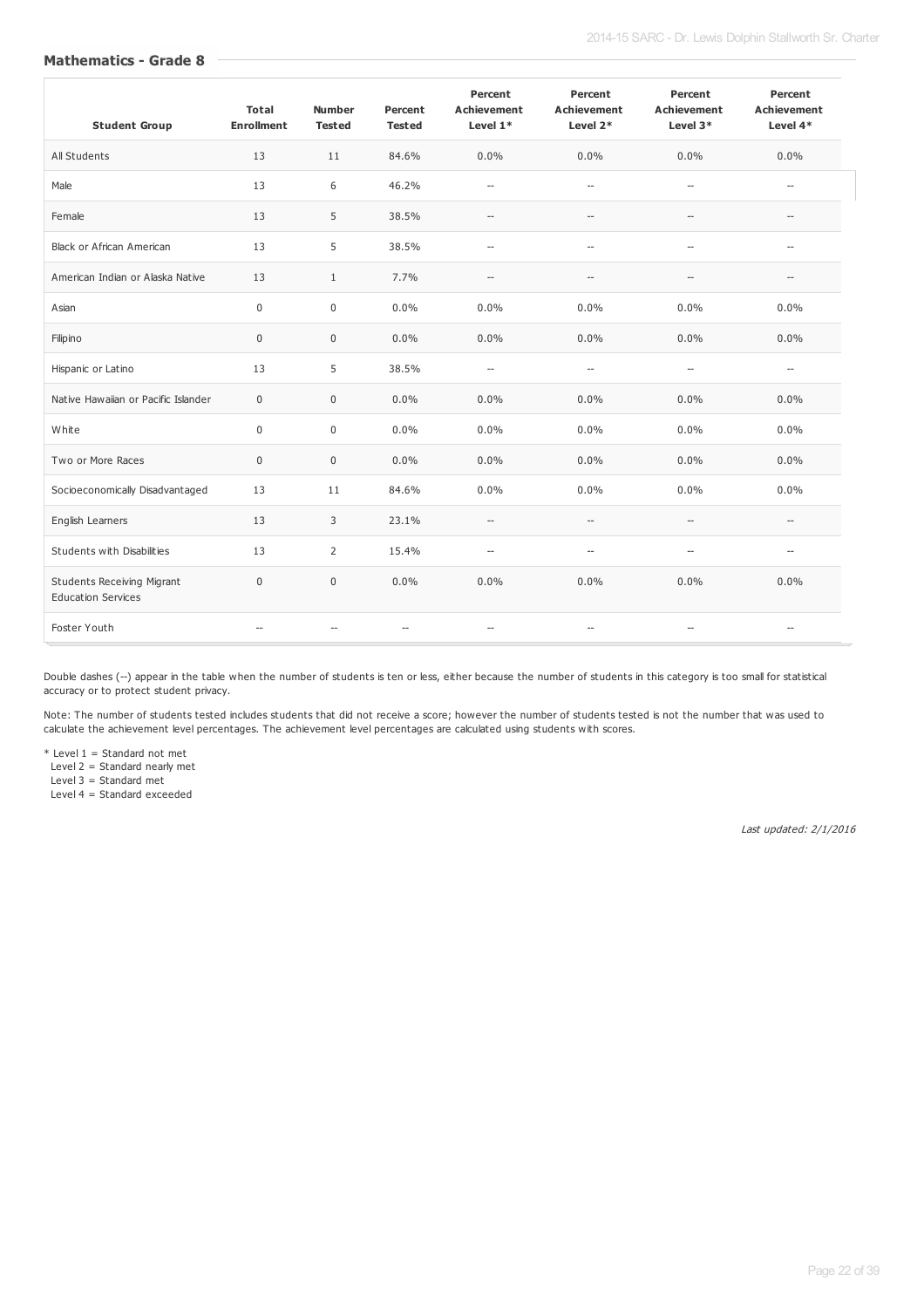## Mathematics - Grade 8

| Student Group | Total Enrollment | Number Tested | Percent Tested | Percent Achievement Level 1* | Percent Achievement Level 2* | Percent Achievement Level 3* | Percent Achievement Level 4* |
|---|---|---|---|---|---|---|---|
| All Students | 13 | 11 | 84.6% | 0.0% | 0.0% | 0.0% | 0.0% |
| Male | 13 | 6 | 46.2% | -- | -- | -- | -- |
| Female | 13 | 5 | 38.5% | -- | -- | -- | -- |
| Black or African American | 13 | 5 | 38.5% | -- | -- | -- | -- |
| American Indian or Alaska Native | 13 | 1 | 7.7% | -- | -- | -- | -- |
| Asian | 0 | 0 | 0.0% | 0.0% | 0.0% | 0.0% | 0.0% |
| Filipino | 0 | 0 | 0.0% | 0.0% | 0.0% | 0.0% | 0.0% |
| Hispanic or Latino | 13 | 5 | 38.5% | -- | -- | -- | -- |
| Native Hawaiian or Pacific Islander | 0 | 0 | 0.0% | 0.0% | 0.0% | 0.0% | 0.0% |
| White | 0 | 0 | 0.0% | 0.0% | 0.0% | 0.0% | 0.0% |
| Two or More Races | 0 | 0 | 0.0% | 0.0% | 0.0% | 0.0% | 0.0% |
| Socioeconomically Disadvantaged | 13 | 11 | 84.6% | 0.0% | 0.0% | 0.0% | 0.0% |
| English Learners | 13 | 3 | 23.1% | -- | -- | -- | -- |
| Students with Disabilities | 13 | 2 | 15.4% | -- | -- | -- | -- |
| Students Receiving Migrant Education Services | 0 | 0 | 0.0% | 0.0% | 0.0% | 0.0% | 0.0% |
| Foster Youth | -- | -- | -- | -- | -- | -- | -- |

Double dashes (--) appear in the table when the number of students is ten or less, either because the number of students in this category is too small for statistical accuracy or to protect student privacy.

Note: The number of students tested includes students that did not receive a score; however the number of students tested is not the number that was used to calculate the achievement level percentages. The achievement level percentages are calculated using students with scores.

* Level 1 = Standard not met
Level 2 = Standard nearly met
Level 3 = Standard met
Level 4 = Standard exceeded

*Last updated: 2/1/2016*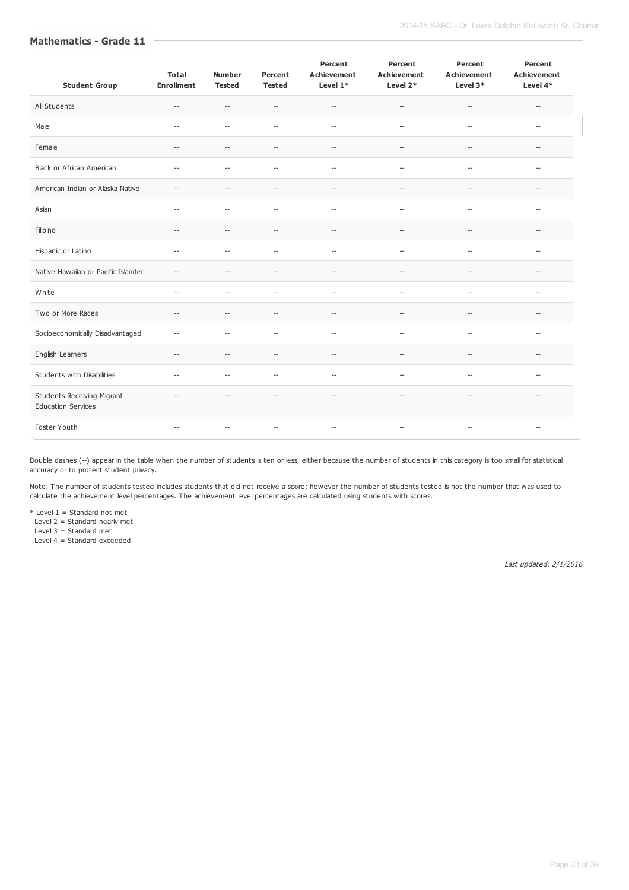## Mathematics - Grade 11

| Student Group | Total Enrollment | Number Tested | Percent Tested | Percent Achievement Level 1* | Percent Achievement Level 2* | Percent Achievement Level 3* | Percent Achievement Level 4* |
|---|---|---|---|---|---|---|---|
| All Students | -- | -- | -- | -- | -- | -- | -- |
| Male | -- | -- | -- | -- | -- | -- | -- |
| Female | -- | -- | -- | -- | -- | -- | -- |
| Black or African American | -- | -- | -- | -- | -- | -- | -- |
| American Indian or Alaska Native | -- | -- | -- | -- | -- | -- | -- |
| Asian | -- | -- | -- | -- | -- | -- | -- |
| Filipino | -- | -- | -- | -- | -- | -- | -- |
| Hispanic or Latino | -- | -- | -- | -- | -- | -- | -- |
| Native Hawaiian or Pacific Islander | -- | -- | -- | -- | -- | -- | -- |
| White | -- | -- | -- | -- | -- | -- | -- |
| Two or More Races | -- | -- | -- | -- | -- | -- | -- |
| Socioeconomically Disadvantaged | -- | -- | -- | -- | -- | -- | -- |
| English Learners | -- | -- | -- | -- | -- | -- | -- |
| Students with Disabilities | -- | -- | -- | -- | -- | -- | -- |
| Students Receiving Migrant Education Services | -- | -- | -- | -- | -- | -- | -- |
| Foster Youth | -- | -- | -- | -- | -- | -- | -- |

Double dashes (--) appear in the table when the number of students is ten or less, either because the number of students in this category is too small for statistical accuracy or to protect student privacy.

Note: The number of students tested includes students that did not receive a score; however the number of students tested is not the number that was used to calculate the achievement level percentages. The achievement level percentages are calculated using students with scores.

\* Level 1 = Standard not met
Level 2 = Standard nearly met
Level 3 = Standard met
Level 4 = Standard exceeded

*Last updated: 2/1/2016*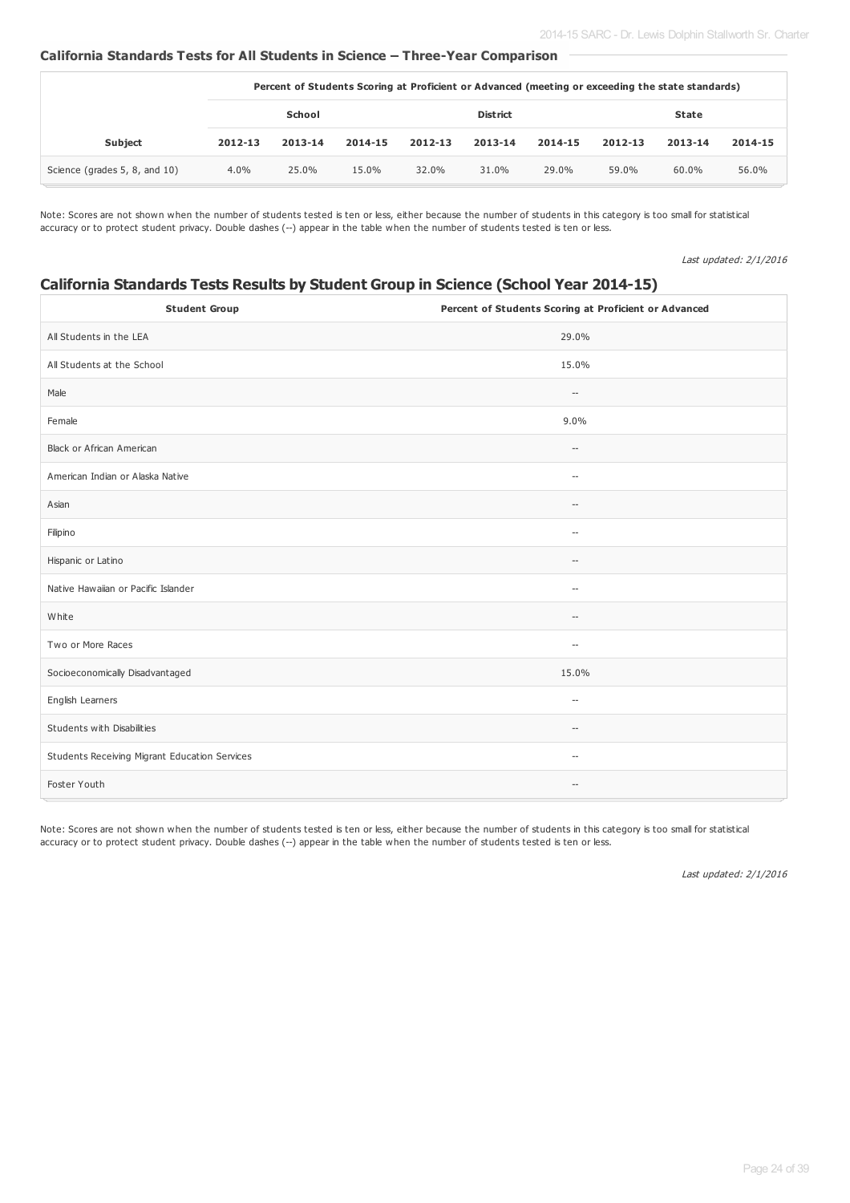### California Standards Tests for All Students in Science – Three-Year Comparison

| | Percent of Students Scoring at Proficient or Advanced (meeting or exceeding the state standards) | | | | | | | | |
|---|---|---|---|---|---|---|---|---|---|
| | School | | | District | | | State | | |
| Subject | 2012-13 | 2013-14 | 2014-15 | 2012-13 | 2013-14 | 2014-15 | 2012-13 | 2013-14 | 2014-15 |
| Science (grades 5, 8, and 10) | 4.0% | 25.0% | 15.0% | 32.0% | 31.0% | 29.0% | 59.0% | 60.0% | 56.0% |

Note: Scores are not shown when the number of students tested is ten or less, either because the number of students in this category is too small for statistical accuracy or to protect student privacy. Double dashes (--) appear in the table when the number of students tested is ten or less.

*Last updated: 2/1/2016*

## California Standards Tests Results by Student Group in Science (School Year 2014-15)

| Student Group | Percent of Students Scoring at Proficient or Advanced |
|---|---|
| All Students in the LEA | 29.0% |
| All Students at the School | 15.0% |
| Male | -- |
| Female | 9.0% |
| Black or African American | -- |
| American Indian or Alaska Native | -- |
| Asian | -- |
| Filipino | -- |
| Hispanic or Latino | -- |
| Native Hawaiian or Pacific Islander | -- |
| White | -- |
| Two or More Races | -- |
| Socioeconomically Disadvantaged | 15.0% |
| English Learners | -- |
| Students with Disabilities | -- |
| Students Receiving Migrant Education Services | -- |
| Foster Youth | -- |

Note: Scores are not shown when the number of students tested is ten or less, either because the number of students in this category is too small for statistical accuracy or to protect student privacy. Double dashes (--) appear in the table when the number of students tested is ten or less.

*Last updated: 2/1/2016*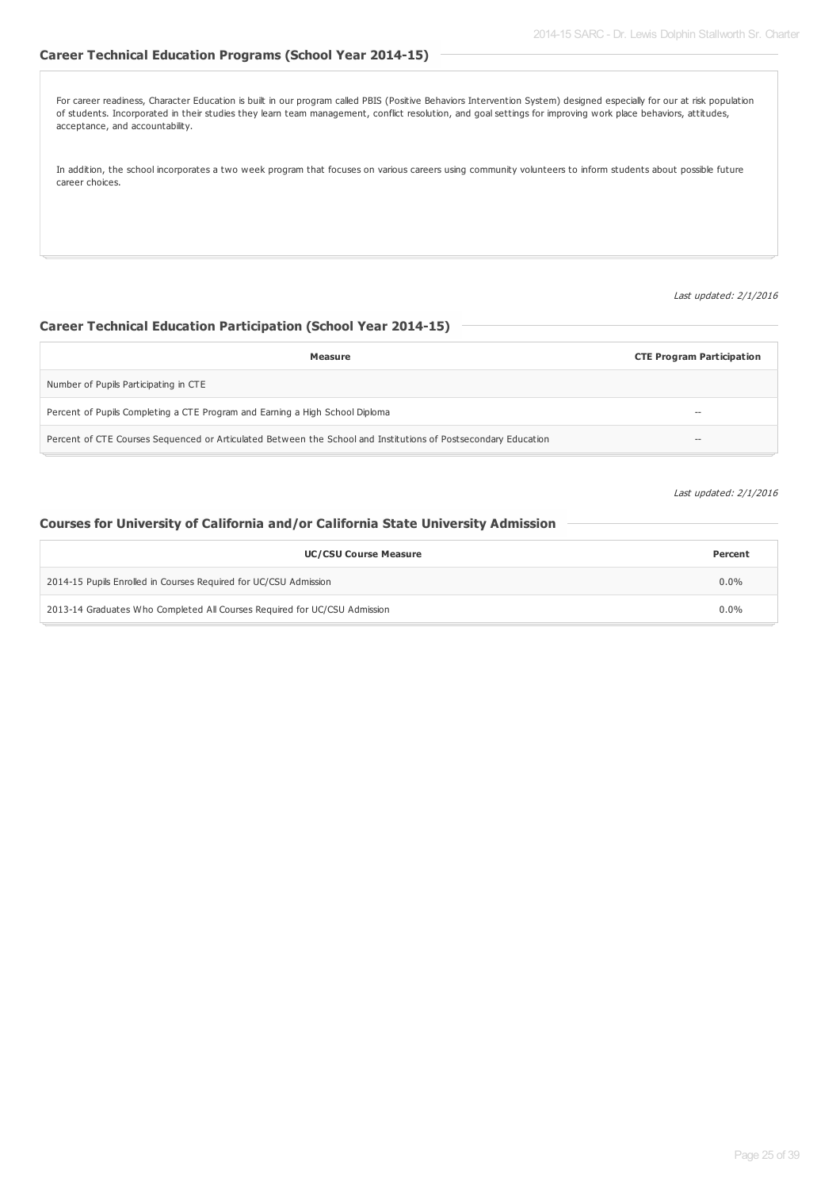## Career Technical Education Programs (School Year 2014-15)

For career readiness, Character Education is built in our program called PBIS (Positive Behaviors Intervention System) designed especially for our at risk population of students. Incorporated in their studies they learn team management, conflict resolution, and goal settings for improving work place behaviors, attitudes, acceptance, and accountability.

In addition, the school incorporates a two week program that focuses on various careers using community volunteers to inform students about possible future career choices.

*Last updated: 2/1/2016*

## Career Technical Education Participation (School Year 2014-15)

| Measure | CTE Program Participation |
|---|---|
| Number of Pupils Participating in CTE | |
| Percent of Pupils Completing a CTE Program and Earning a High School Diploma | -- |
| Percent of CTE Courses Sequenced or Articulated Between the School and Institutions of Postsecondary Education | -- |

*Last updated: 2/1/2016*

## Courses for University of California and/or California State University Admission

| UC/CSU Course Measure | Percent |
|---|---|
| 2014-15 Pupils Enrolled in Courses Required for UC/CSU Admission | 0.0% |
| 2013-14 Graduates Who Completed All Courses Required for UC/CSU Admission | 0.0% |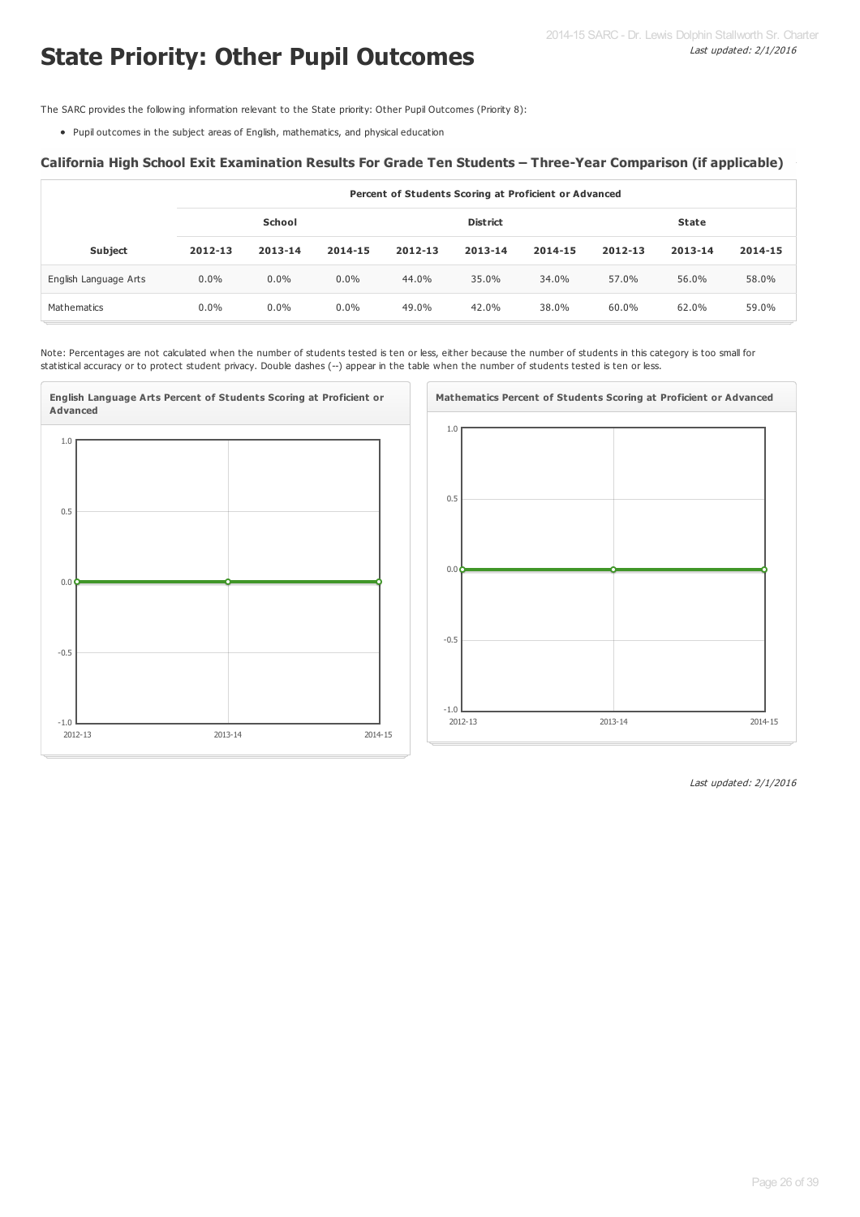# State Priority: Other Pupil Outcomes

The SARC provides the following information relevant to the State priority: Other Pupil Outcomes (Priority 8):

- Pupil outcomes in the subject areas of English, mathematics, and physical education

### California High School Exit Examination Results For Grade Ten Students – Three-Year Comparison (if applicable)

| | Percent of Students Scoring at Proficient or Advanced | | | | | | | | |
|---|---|---|---|---|---|---|---|---|---|
| | School | | | District | | | State | | |
| Subject | 2012-13 | 2013-14 | 2014-15 | 2012-13 | 2013-14 | 2014-15 | 2012-13 | 2013-14 | 2014-15 |
| English Language Arts | 0.0% | 0.0% | 0.0% | 44.0% | 35.0% | 34.0% | 57.0% | 56.0% | 58.0% |
| Mathematics | 0.0% | 0.0% | 0.0% | 49.0% | 42.0% | 38.0% | 60.0% | 62.0% | 59.0% |

Note: Percentages are not calculated when the number of students tested is ten or less, either because the number of students in this category is too small for statistical accuracy or to protect student privacy. Double dashes (--) appear in the table when the number of students tested is ten or less.

**English Language Arts Percent of Students Scoring at Proficient or Advanced**

**Mathematics Percent of Students Scoring at Proficient or Advanced**

*Last updated: 2/1/2016*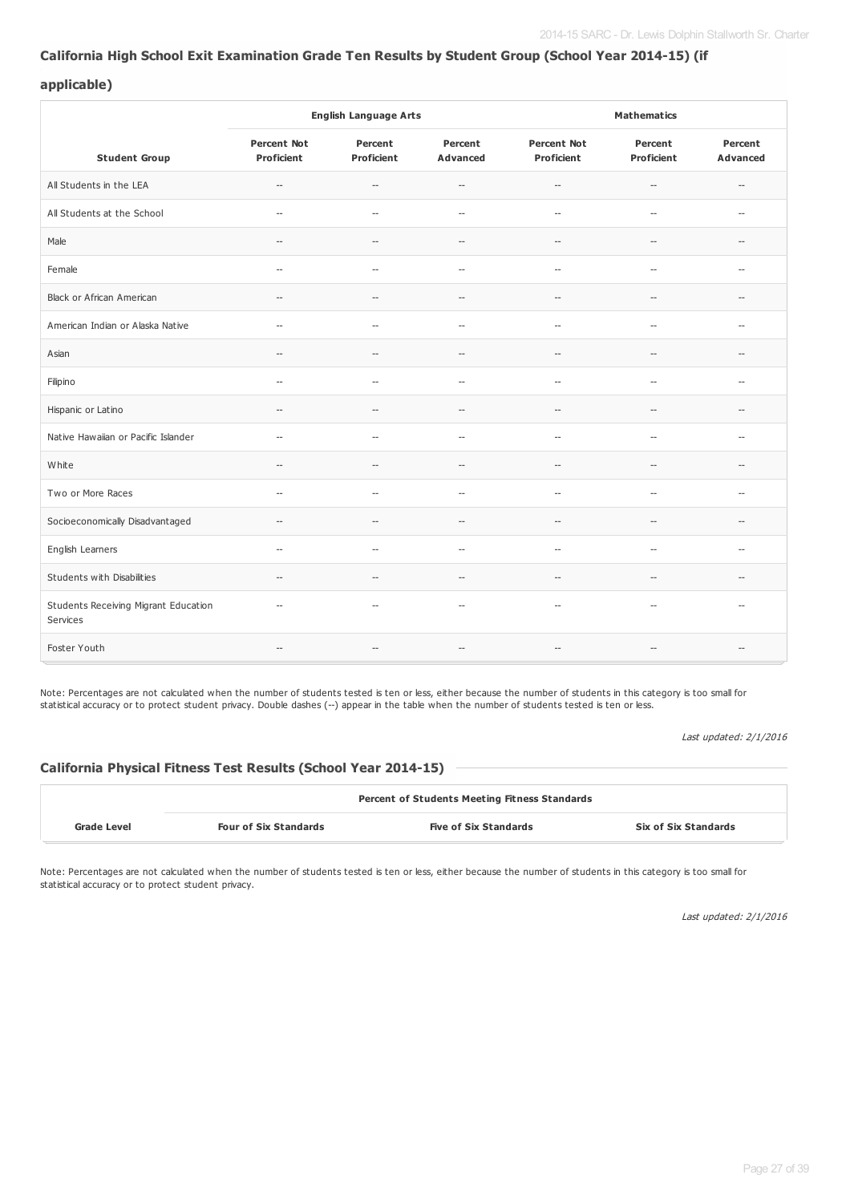## California High School Exit Examination Grade Ten Results by Student Group (School Year 2014-15) (if applicable)

| | English Language Arts | | | Mathematics | | |
|---|---|---|---|---|---|---|
| **Student Group** | **Percent Not Proficient** | **Percent Proficient** | **Percent Advanced** | **Percent Not Proficient** | **Percent Proficient** | **Percent Advanced** |
| All Students in the LEA | -- | -- | -- | -- | -- | -- |
| All Students at the School | -- | -- | -- | -- | -- | -- |
| Male | -- | -- | -- | -- | -- | -- |
| Female | -- | -- | -- | -- | -- | -- |
| Black or African American | -- | -- | -- | -- | -- | -- |
| American Indian or Alaska Native | -- | -- | -- | -- | -- | -- |
| Asian | -- | -- | -- | -- | -- | -- |
| Filipino | -- | -- | -- | -- | -- | -- |
| Hispanic or Latino | -- | -- | -- | -- | -- | -- |
| Native Hawaiian or Pacific Islander | -- | -- | -- | -- | -- | -- |
| White | -- | -- | -- | -- | -- | -- |
| Two or More Races | -- | -- | -- | -- | -- | -- |
| Socioeconomically Disadvantaged | -- | -- | -- | -- | -- | -- |
| English Learners | -- | -- | -- | -- | -- | -- |
| Students with Disabilities | -- | -- | -- | -- | -- | -- |
| Students Receiving Migrant Education Services | -- | -- | -- | -- | -- | -- |
| Foster Youth | -- | -- | -- | -- | -- | -- |

Note: Percentages are not calculated when the number of students tested is ten or less, either because the number of students in this category is too small for statistical accuracy or to protect student privacy. Double dashes (--) appear in the table when the number of students tested is ten or less.

*Last updated: 2/1/2016*

## California Physical Fitness Test Results (School Year 2014-15)

| | Percent of Students Meeting Fitness Standards | | |
|---|---|---|---|
| **Grade Level** | **Four of Six Standards** | **Five of Six Standards** | **Six of Six Standards** |

Note: Percentages are not calculated when the number of students tested is ten or less, either because the number of students in this category is too small for statistical accuracy or to protect student privacy.

*Last updated: 2/1/2016*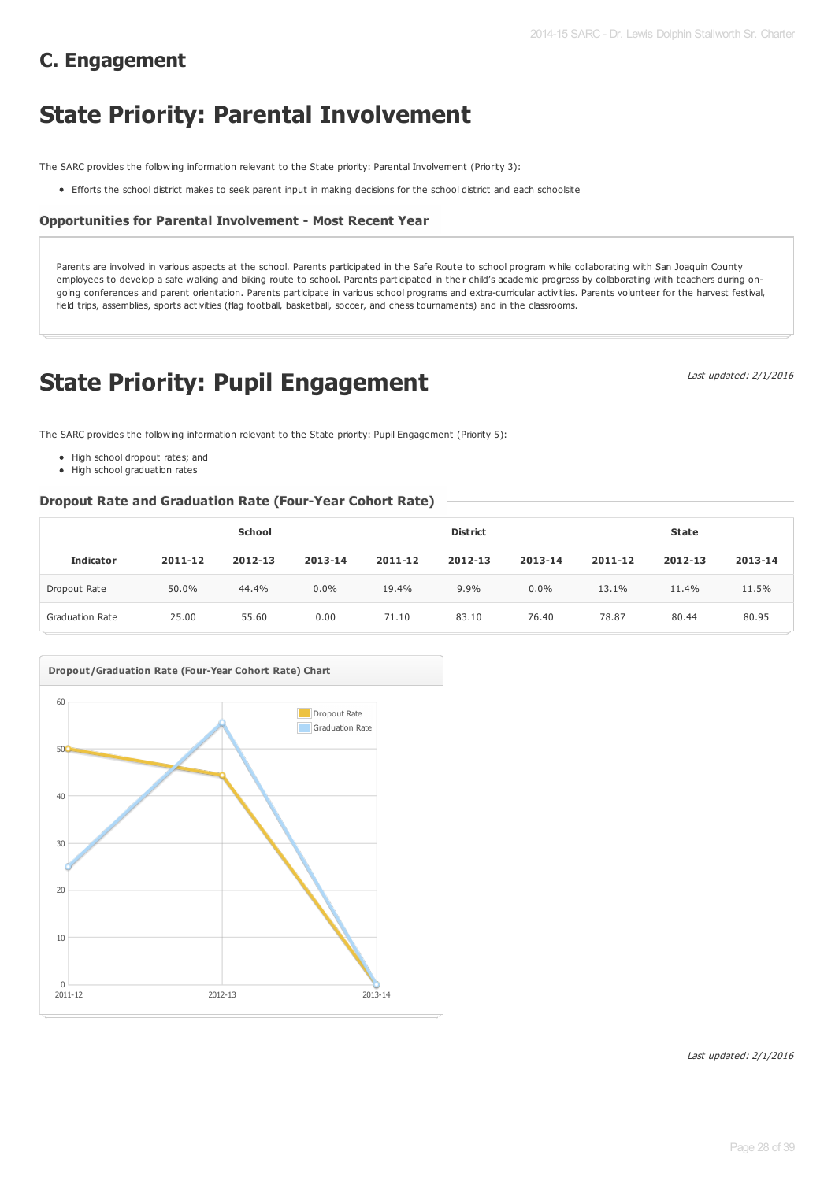## C. Engagement

# State Priority: Parental Involvement

The SARC provides the following information relevant to the State priority: Parental Involvement (Priority 3):

- Efforts the school district makes to seek parent input in making decisions for the school district and each schoolsite

### Opportunities for Parental Involvement - Most Recent Year

Parents are involved in various aspects at the school. Parents participated in the Safe Route to school program while collaborating with San Joaquin County employees to develop a safe walking and biking route to school. Parents participated in their child's academic progress by collaborating with teachers during on-going conferences and parent orientation. Parents participate in various school programs and extra-curricular activities. Parents volunteer for the harvest festival, field trips, assemblies, sports activities (flag football, basketball, soccer, and chess tournaments) and in the classrooms.

# State Priority: Pupil Engagement

*Last updated: 2/1/2016*

The SARC provides the following information relevant to the State priority: Pupil Engagement (Priority 5):

- High school dropout rates; and
- High school graduation rates

### Dropout Rate and Graduation Rate (Four-Year Cohort Rate)

| | School | | | District | | | State | | |
|---|---|---|---|---|---|---|---|---|---|
| **Indicator** | **2011-12** | **2012-13** | **2013-14** | **2011-12** | **2012-13** | **2013-14** | **2011-12** | **2012-13** | **2013-14** |
| Dropout Rate | 50.0% | 44.4% | 0.0% | 19.4% | 9.9% | 0.0% | 13.1% | 11.4% | 11.5% |
| Graduation Rate | 25.00 | 55.60 | 0.00 | 71.10 | 83.10 | 76.40 | 78.87 | 80.44 | 80.95 |

**Dropout/Graduation Rate (Four-Year Cohort Rate) Chart**

*Last updated: 2/1/2016*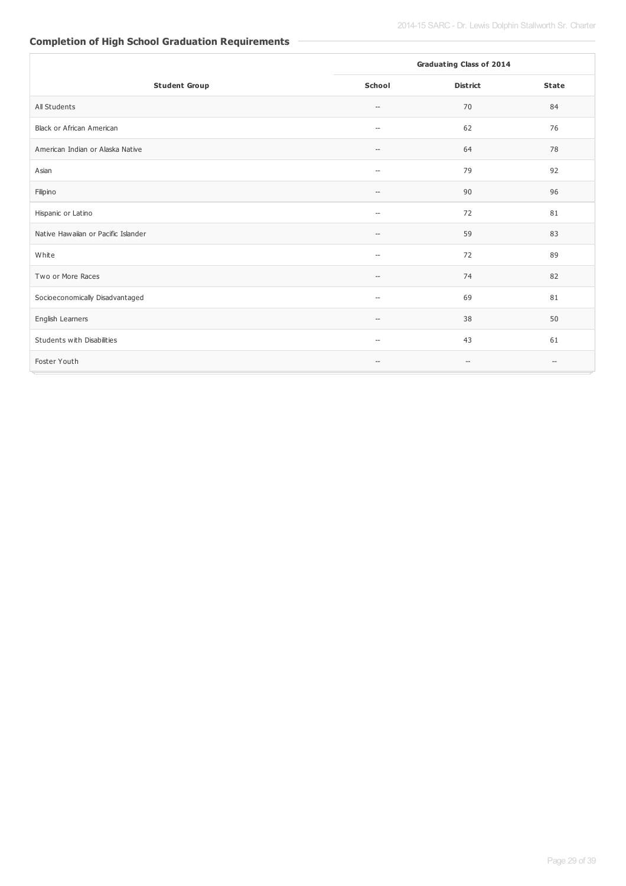## Completion of High School Graduation Requirements

| Student Group | Graduating Class of 2014 | | |
|---|---|---|---|
| | School | District | State |
| All Students | -- | 70 | 84 |
| Black or African American | -- | 62 | 76 |
| American Indian or Alaska Native | -- | 64 | 78 |
| Asian | -- | 79 | 92 |
| Filipino | -- | 90 | 96 |
| Hispanic or Latino | -- | 72 | 81 |
| Native Hawaiian or Pacific Islander | -- | 59 | 83 |
| White | -- | 72 | 89 |
| Two or More Races | -- | 74 | 82 |
| Socioeconomically Disadvantaged | -- | 69 | 81 |
| English Learners | -- | 38 | 50 |
| Students with Disabilities | -- | 43 | 61 |
| Foster Youth | -- | -- | -- |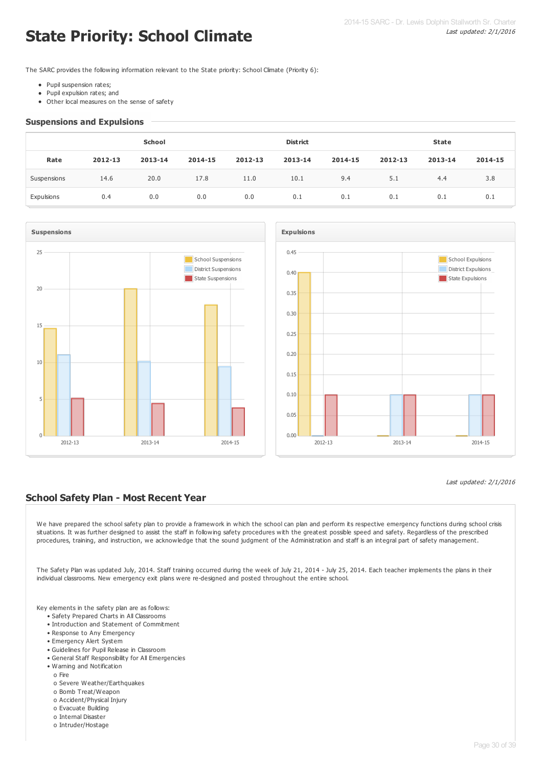# State Priority: School Climate

*Last updated: 2/1/2016*

The SARC provides the following information relevant to the State priority: School Climate (Priority 6):

- Pupil suspension rates;
- Pupil expulsion rates; and
- Other local measures on the sense of safety

## Suspensions and Expulsions

| | School | | | District | | | State | | |
|---|---|---|---|---|---|---|---|---|---|
| **Rate** | **2012-13** | **2013-14** | **2014-15** | **2012-13** | **2013-14** | **2014-15** | **2012-13** | **2013-14** | **2014-15** |
| Suspensions | 14.6 | 20.0 | 17.8 | 11.0 | 10.1 | 9.4 | 5.1 | 4.4 | 3.8 |
| Expulsions | 0.4 | 0.0 | 0.0 | 0.0 | 0.1 | 0.1 | 0.1 | 0.1 | 0.1 |

**Suspensions**

**Expulsions**

*Last updated: 2/1/2016*

## School Safety Plan - Most Recent Year

We have prepared the school safety plan to provide a framework in which the school can plan and perform its respective emergency functions during school crisis situations. It was further designed to assist the staff in following safety procedures with the greatest possible speed and safety. Regardless of the prescribed procedures, training, and instruction, we acknowledge that the sound judgment of the Administration and staff is an integral part of safety management.

The Safety Plan was updated July, 2014. Staff training occurred during the week of July 21, 2014 - July 25, 2014. Each teacher implements the plans in their individual classrooms. New emergency exit plans were re-designed and posted throughout the entire school.

Key elements in the safety plan are as follows:

- Safety Prepared Charts in All Classrooms
- Introduction and Statement of Commitment
- Response to Any Emergency
- Emergency Alert System
- Guidelines for Pupil Release in Classroom
- General Staff Responsibility for All Emergencies
- Warning and Notification
  - Fire
  - Severe Weather/Earthquakes
  - Bomb Treat/Weapon
  - Accident/Physical Injury
  - Evacuate Building
  - Internal Disaster
  - Intruder/Hostage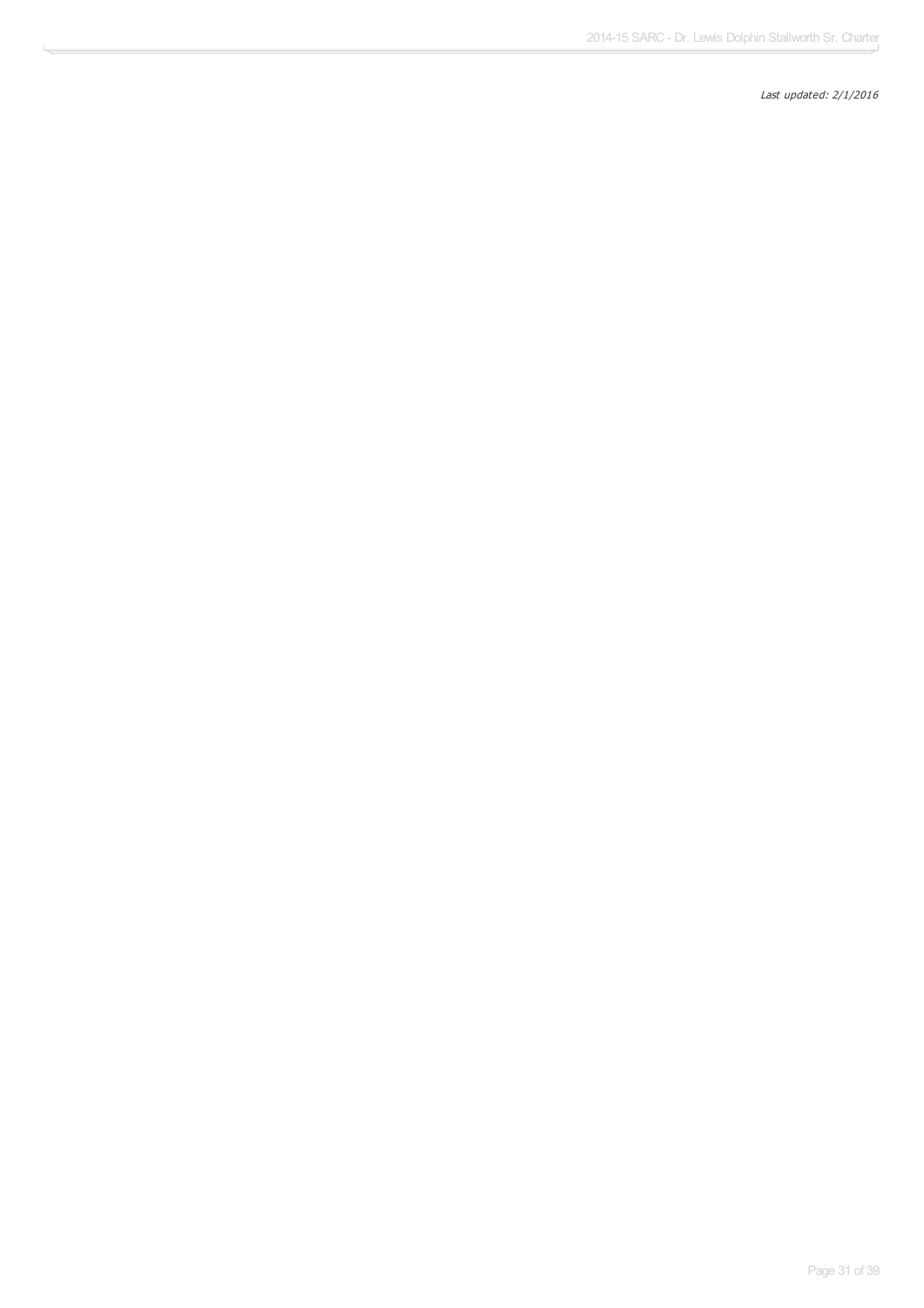*Last updated: 2/1/2016*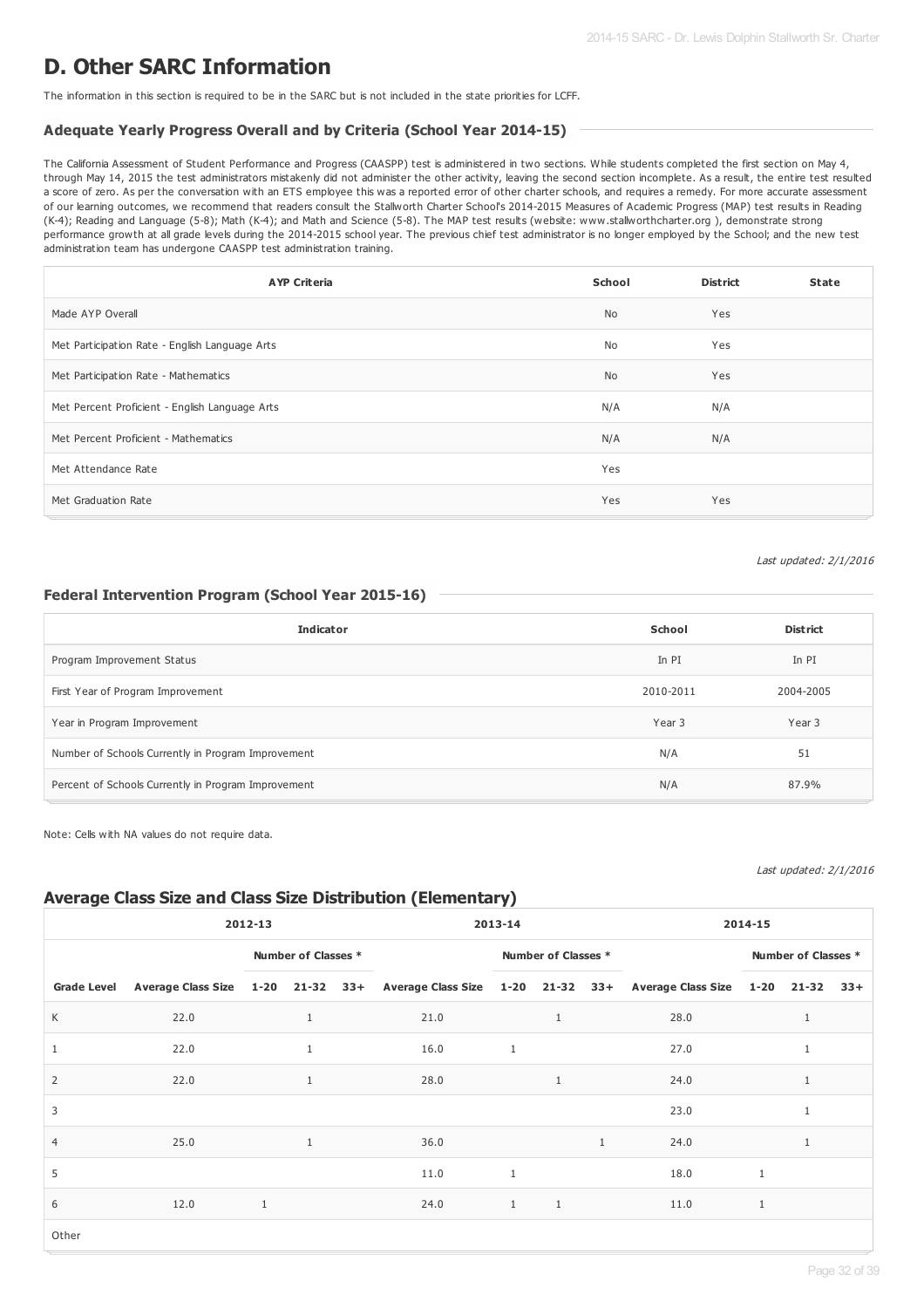# D. Other SARC Information

The information in this section is required to be in the SARC but is not included in the state priorities for LCFF.

### Adequate Yearly Progress Overall and by Criteria (School Year 2014-15)

The California Assessment of Student Performance and Progress (CAASPP) test is administered in two sections. While students completed the first section on May 4, through May 14, 2015 the test administrators mistakenly did not administer the other activity, leaving the second section incomplete. As a result, the entire test resulted a score of zero. As per the conversation with an ETS employee this was a reported error of other charter schools, and requires a remedy. For more accurate assessment of our learning outcomes, we recommend that readers consult the Stallworth Charter School's 2014-2015 Measures of Academic Progress (MAP) test results in Reading (K-4); Reading and Language (5-8); Math (K-4); and Math and Science (5-8). The MAP test results (website: www.stallworthcharter.org ), demonstrate strong performance growth at all grade levels during the 2014-2015 school year. The previous chief test administrator is no longer employed by the School; and the new test administration team has undergone CAASPP test administration training.

| AYP Criteria | School | District | State |
|---|---|---|---|
| Made AYP Overall | No | Yes | |
| Met Participation Rate - English Language Arts | No | Yes | |
| Met Participation Rate - Mathematics | No | Yes | |
| Met Percent Proficient - English Language Arts | N/A | N/A | |
| Met Percent Proficient - Mathematics | N/A | N/A | |
| Met Attendance Rate | Yes | | |
| Met Graduation Rate | Yes | Yes | |

*Last updated: 2/1/2016*

### Federal Intervention Program (School Year 2015-16)

| Indicator | School | District |
|---|---|---|
| Program Improvement Status | In PI | In PI |
| First Year of Program Improvement | 2010-2011 | 2004-2005 |
| Year in Program Improvement | Year 3 | Year 3 |
| Number of Schools Currently in Program Improvement | N/A | 51 |
| Percent of Schools Currently in Program Improvement | N/A | 87.9% |

Note: Cells with NA values do not require data.

*Last updated: 2/1/2016*

## Average Class Size and Class Size Distribution (Elementary)

| | 2012-13 | | | | 2013-14 | | | | 2014-15 | | | |
|---|---|---|---|---|---|---|---|---|---|---|---|---|
| | | Number of Classes * | | | | Number of Classes * | | | | Number of Classes * | | |
| Grade Level | Average Class Size | 1-20 | 21-32 | 33+ | Average Class Size | 1-20 | 21-32 | 33+ | Average Class Size | 1-20 | 21-32 | 33+ |
| K | 22.0 | | 1 | | 21.0 | | 1 | | 28.0 | | 1 | |
| 1 | 22.0 | | 1 | | 16.0 | 1 | | | 27.0 | | 1 | |
| 2 | 22.0 | | 1 | | 28.0 | | 1 | | 24.0 | | 1 | |
| 3 | | | | | | | | | 23.0 | | 1 | |
| 4 | 25.0 | | 1 | | 36.0 | | | 1 | 24.0 | | 1 | |
| 5 | | | | | 11.0 | 1 | | | 18.0 | 1 | | |
| 6 | 12.0 | 1 | | | 24.0 | 1 | 1 | | 11.0 | 1 | | |
| Other | | | | | | | | | | | | |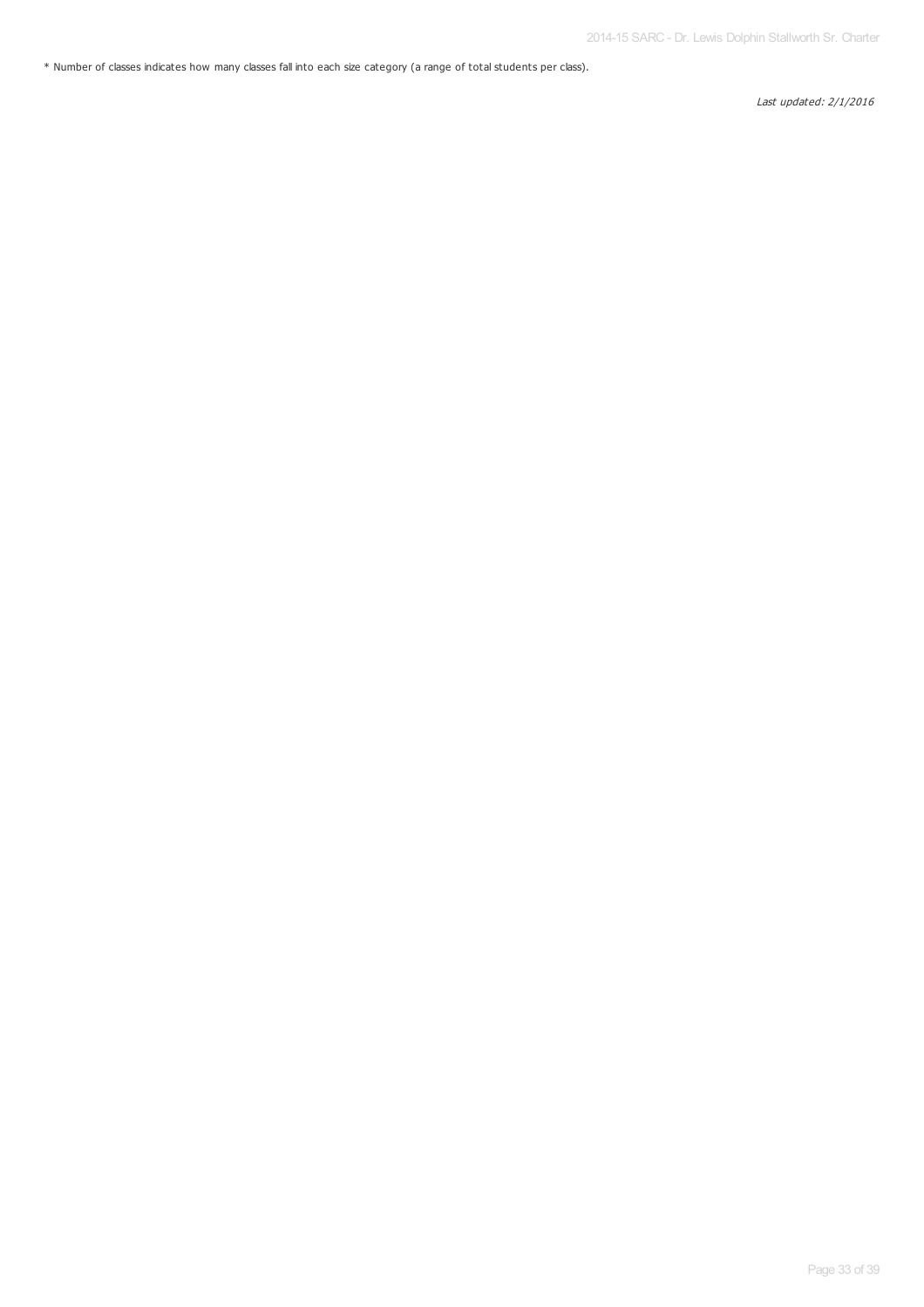* Number of classes indicates how many classes fall into each size category (a range of total students per class).

*Last updated: 2/1/2016*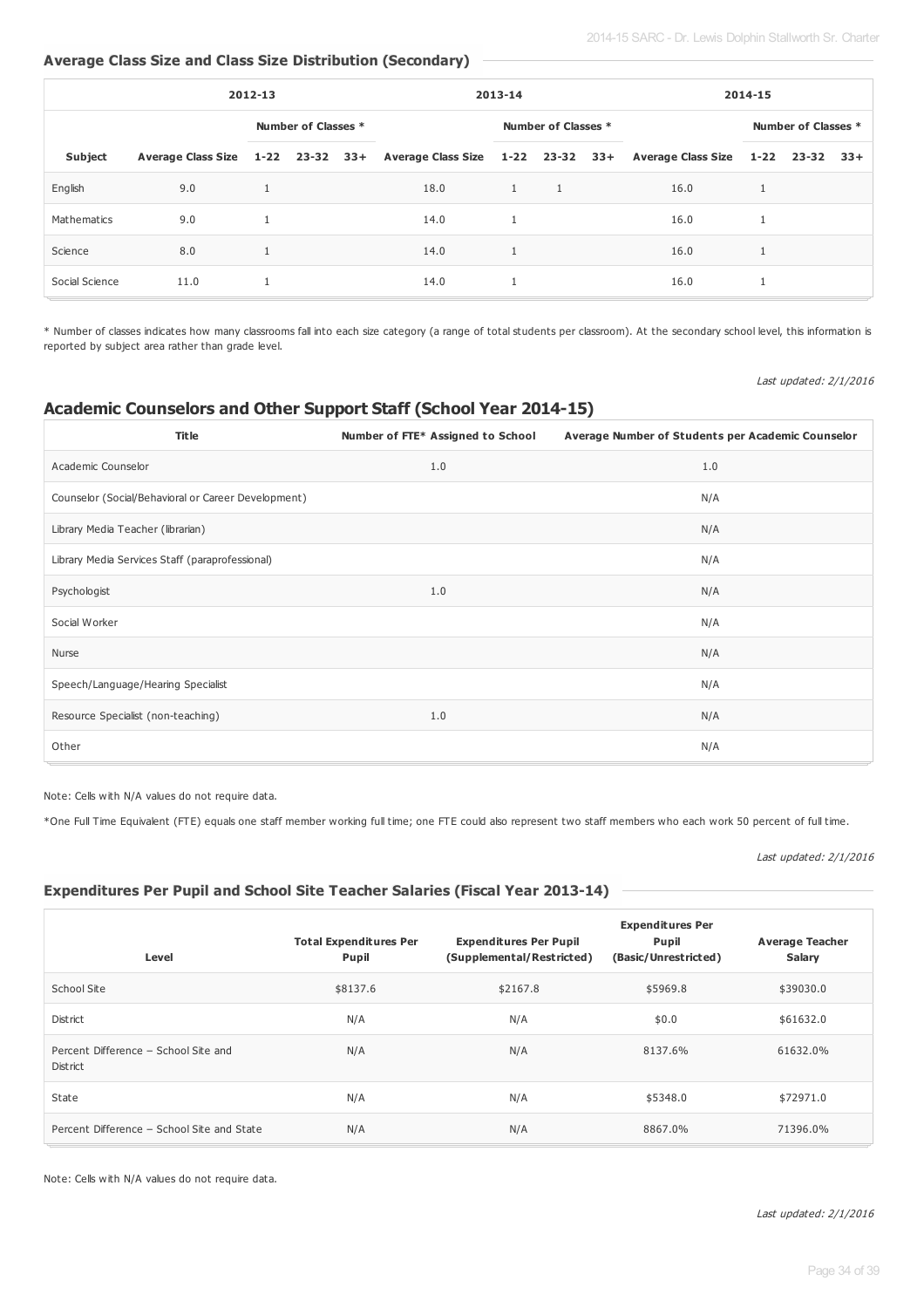## Average Class Size and Class Size Distribution (Secondary)

| | 2012-13 | | | | 2013-14 | | | | 2014-15 | | | |
|---|---|---|---|---|---|---|---|---|---|---|---|---|
| | | Number of Classes * | | | | Number of Classes * | | | | Number of Classes * | | |
| Subject | Average Class Size | 1-22 | 23-32 | 33+ | Average Class Size | 1-22 | 23-32 | 33+ | Average Class Size | 1-22 | 23-32 | 33+ |
| English | 9.0 | 1 | | | 18.0 | 1 | 1 | | 16.0 | 1 | | |
| Mathematics | 9.0 | 1 | | | 14.0 | 1 | | | 16.0 | 1 | | |
| Science | 8.0 | 1 | | | 14.0 | 1 | | | 16.0 | 1 | | |
| Social Science | 11.0 | 1 | | | 14.0 | 1 | | | 16.0 | 1 | | |

* Number of classes indicates how many classrooms fall into each size category (a range of total students per classroom). At the secondary school level, this information is reported by subject area rather than grade level.

*Last updated: 2/1/2016*

## Academic Counselors and Other Support Staff (School Year 2014-15)

| Title | Number of FTE* Assigned to School | Average Number of Students per Academic Counselor |
|---|---|---|
| Academic Counselor | 1.0 | 1.0 |
| Counselor (Social/Behavioral or Career Development) | | N/A |
| Library Media Teacher (librarian) | | N/A |
| Library Media Services Staff (paraprofessional) | | N/A |
| Psychologist | 1.0 | N/A |
| Social Worker | | N/A |
| Nurse | | N/A |
| Speech/Language/Hearing Specialist | | N/A |
| Resource Specialist (non-teaching) | 1.0 | N/A |
| Other | | N/A |

Note: Cells with N/A values do not require data.

*One Full Time Equivalent (FTE) equals one staff member working full time; one FTE could also represent two staff members who each work 50 percent of full time.

*Last updated: 2/1/2016*

## Expenditures Per Pupil and School Site Teacher Salaries (Fiscal Year 2013-14)

| Level | Total Expenditures Per Pupil | Expenditures Per Pupil (Supplemental/Restricted) | Expenditures Per Pupil (Basic/Unrestricted) | Average Teacher Salary |
|---|---|---|---|---|
| School Site | $8137.6 | $2167.8 | $5969.8 | $39030.0 |
| District | N/A | N/A | $0.0 | $61632.0 |
| Percent Difference – School Site and District | N/A | N/A | 8137.6% | 61632.0% |
| State | N/A | N/A | $5348.0 | $72971.0 |
| Percent Difference – School Site and State | N/A | N/A | 8867.0% | 71396.0% |

Note: Cells with N/A values do not require data.

*Last updated: 2/1/2016*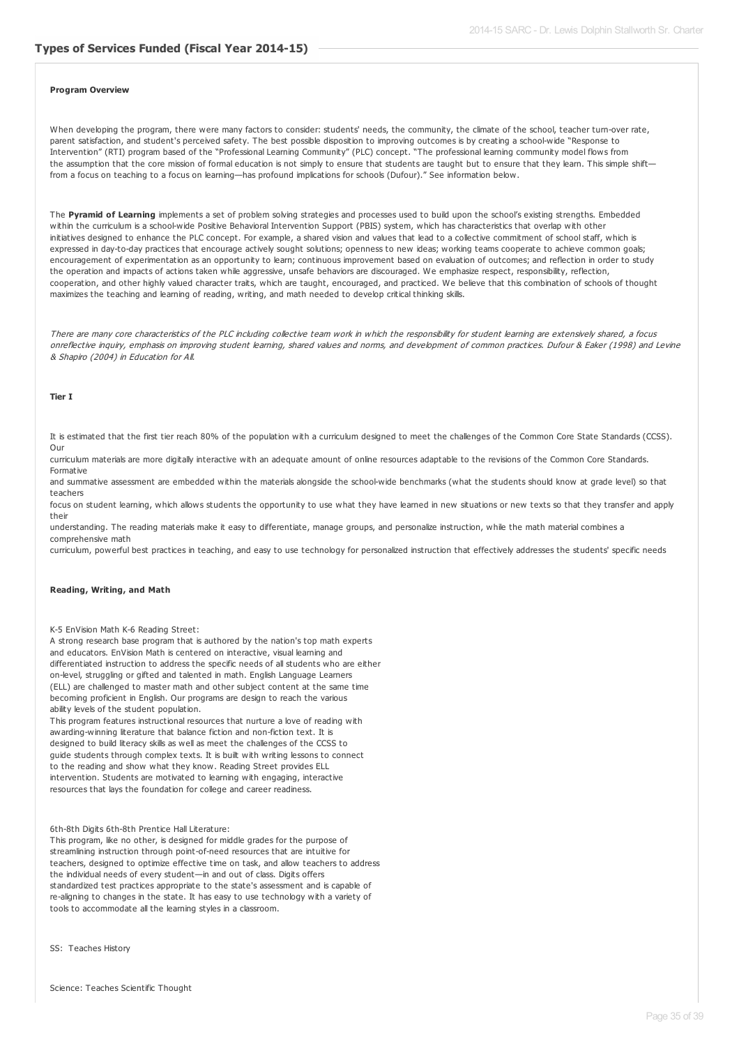## Types of Services Funded (Fiscal Year 2014-15)

**Program Overview**

When developing the program, there were many factors to consider: students' needs, the community, the climate of the school, teacher turn-over rate, parent satisfaction, and student's perceived safety. The best possible disposition to improving outcomes is by creating a school-wide "Response to Intervention" (RTI) program based of the "Professional Learning Community" (PLC) concept. "The professional learning community model flows from the assumption that the core mission of formal education is not simply to ensure that students are taught but to ensure that they learn. This simple shift—from a focus on teaching to a focus on learning—has profound implications for schools (Dufour)." See information below.

The **Pyramid of Learning** implements a set of problem solving strategies and processes used to build upon the school's existing strengths. Embedded within the curriculum is a school-wide Positive Behavioral Intervention Support (PBIS) system, which has characteristics that overlap with other initiatives designed to enhance the PLC concept. For example, a shared vision and values that lead to a collective commitment of school staff, which is expressed in day-to-day practices that encourage actively sought solutions; openness to new ideas; working teams cooperate to achieve common goals; encouragement of experimentation as an opportunity to learn; continuous improvement based on evaluation of outcomes; and reflection in order to study the operation and impacts of actions taken while aggressive, unsafe behaviors are discouraged. We emphasize respect, responsibility, reflection, cooperation, and other highly valued character traits, which are taught, encouraged, and practiced. We believe that this combination of schools of thought maximizes the teaching and learning of reading, writing, and math needed to develop critical thinking skills.

*There are many core characteristics of the PLC including collective team work in which the responsibility for student learning are extensively shared, a focus onreflective inquiry, emphasis on improving student learning, shared values and norms, and development of common practices. Dufour & Eaker (1998) and Levine & Shapiro (2004) in Education for All.*

**Tier I**

It is estimated that the first tier reach 80% of the population with a curriculum designed to meet the challenges of the Common Core State Standards (CCSS). Our
curriculum materials are more digitally interactive with an adequate amount of online resources adaptable to the revisions of the Common Core Standards. Formative
and summative assessment are embedded within the materials alongside the school-wide benchmarks (what the students should know at grade level) so that teachers
focus on student learning, which allows students the opportunity to use what they have learned in new situations or new texts so that they transfer and apply their
understanding. The reading materials make it easy to differentiate, manage groups, and personalize instruction, while the math material combines a comprehensive math
curriculum, powerful best practices in teaching, and easy to use technology for personalized instruction that effectively addresses the students' specific needs

**Reading, Writing, and Math**

K-5 EnVision Math K-6 Reading Street:
A strong research base program that is authored by the nation's top math experts and educators. EnVision Math is centered on interactive, visual learning and differentiated instruction to address the specific needs of all students who are either on-level, struggling or gifted and talented in math. English Language Learners (ELL) are challenged to master math and other subject content at the same time becoming proficient in English. Our programs are design to reach the various ability levels of the student population.
This program features instructional resources that nurture a love of reading with awarding-winning literature that balance fiction and non-fiction text. It is designed to build literacy skills as well as meet the challenges of the CCSS to guide students through complex texts. It is built with writing lessons to connect to the reading and show what they know. Reading Street provides ELL intervention. Students are motivated to learning with engaging, interactive resources that lays the foundation for college and career readiness.

6th-8th Digits 6th-8th Prentice Hall Literature:
This program, like no other, is designed for middle grades for the purpose of streamlining instruction through point-of-need resources that are intuitive for teachers, designed to optimize effective time on task, and allow teachers to address the individual needs of every student—in and out of class. Digits offers standardized test practices appropriate to the state's assessment and is capable of re-aligning to changes in the state. It has easy to use technology with a variety of tools to accommodate all the learning styles in a classroom.

SS: Teaches History

Science: Teaches Scientific Thought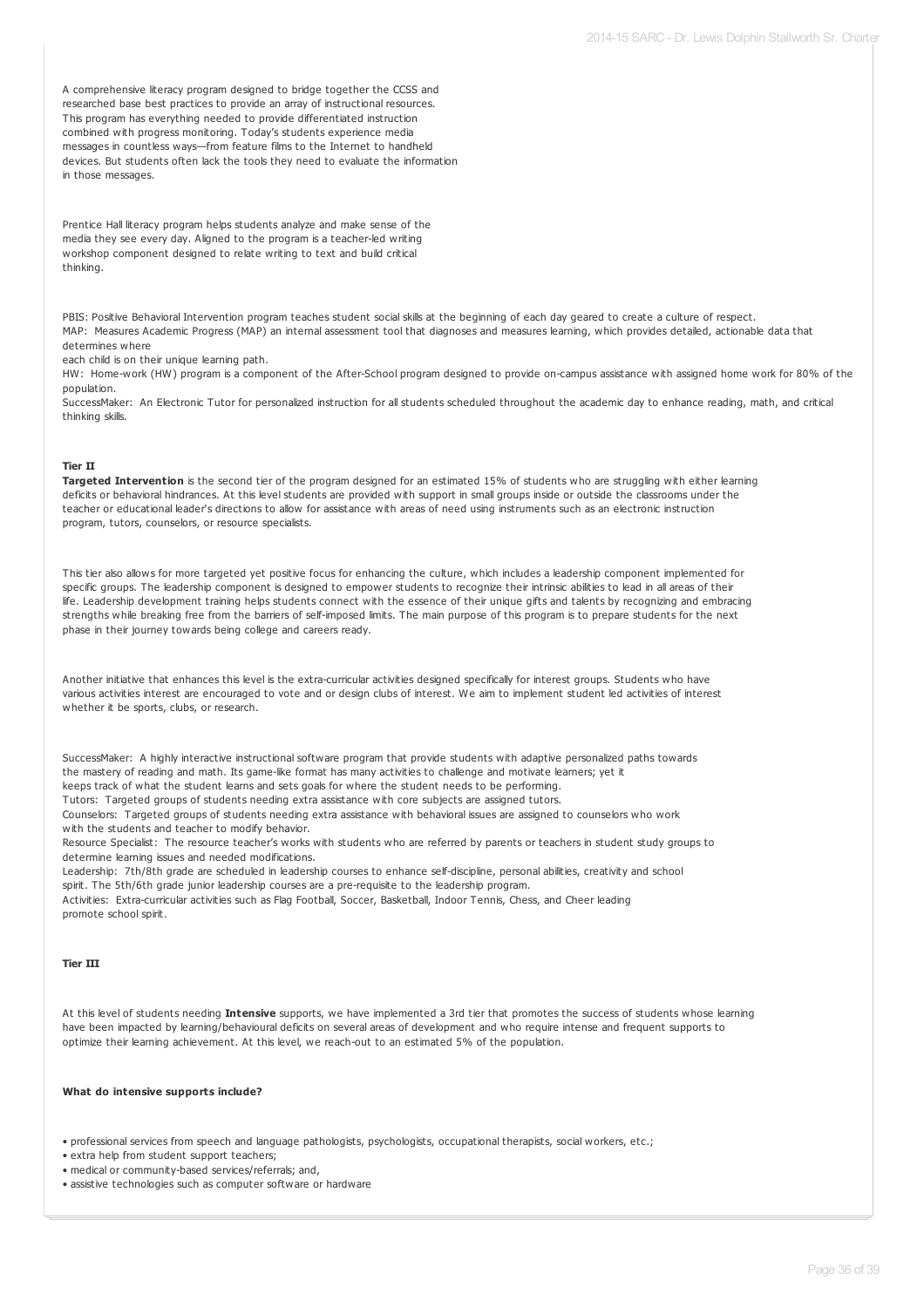A comprehensive literacy program designed to bridge together the CCSS and researched base best practices to provide an array of instructional resources. This program has everything needed to provide differentiated instruction combined with progress monitoring. Today's students experience media messages in countless ways—from feature films to the Internet to handheld devices. But students often lack the tools they need to evaluate the information in those messages.

Prentice Hall literacy program helps students analyze and make sense of the media they see every day. Aligned to the program is a teacher-led writing workshop component designed to relate writing to text and build critical thinking.

PBIS: Positive Behavioral Intervention program teaches student social skills at the beginning of each day geared to create a culture of respect.
MAP: Measures Academic Progress (MAP) an internal assessment tool that diagnoses and measures learning, which provides detailed, actionable data that determines where
each child is on their unique learning path.
HW: Home-work (HW) program is a component of the After-School program designed to provide on-campus assistance with assigned home work for 80% of the population.
SuccessMaker: An Electronic Tutor for personalized instruction for all students scheduled throughout the academic day to enhance reading, math, and critical thinking skills.

**Tier II**

**Targeted Intervention** is the second tier of the program designed for an estimated 15% of students who are struggling with either learning deficits or behavioral hindrances. At this level students are provided with support in small groups inside or outside the classrooms under the teacher or educational leader's directions to allow for assistance with areas of need using instruments such as an electronic instruction program, tutors, counselors, or resource specialists.

This tier also allows for more targeted yet positive focus for enhancing the culture, which includes a leadership component implemented for specific groups. The leadership component is designed to empower students to recognize their intrinsic abilities to lead in all areas of their life. Leadership development training helps students connect with the essence of their unique gifts and talents by recognizing and embracing strengths while breaking free from the barriers of self-imposed limits. The main purpose of this program is to prepare students for the next phase in their journey towards being college and careers ready.

Another initiative that enhances this level is the extra-curricular activities designed specifically for interest groups. Students who have various activities interest are encouraged to vote and or design clubs of interest. We aim to implement student led activities of interest whether it be sports, clubs, or research.

SuccessMaker: A highly interactive instructional software program that provide students with adaptive personalized paths towards the mastery of reading and math. Its game-like format has many activities to challenge and motivate learners; yet it keeps track of what the student learns and sets goals for where the student needs to be performing.
Tutors: Targeted groups of students needing extra assistance with core subjects are assigned tutors.
Counselors: Targeted groups of students needing extra assistance with behavioral issues are assigned to counselors who work with the students and teacher to modify behavior.
Resource Specialist: The resource teacher's works with students who are referred by parents or teachers in student study groups to determine learning issues and needed modifications.
Leadership: 7th/8th grade are scheduled in leadership courses to enhance self-discipline, personal abilities, creativity and school spirit. The 5th/6th grade junior leadership courses are a pre-requisite to the leadership program.
Activities: Extra-curricular activities such as Flag Football, Soccer, Basketball, Indoor Tennis, Chess, and Cheer leading promote school spirit.

**Tier III**

At this level of students needing **Intensive** supports, we have implemented a 3rd tier that promotes the success of students whose learning have been impacted by learning/behavioural deficits on several areas of development and who require intense and frequent supports to optimize their learning achievement. At this level, we reach-out to an estimated 5% of the population.

**What do intensive supports include?**

- professional services from speech and language pathologists, psychologists, occupational therapists, social workers, etc.;
- extra help from student support teachers;
- medical or community-based services/referrals; and,
- assistive technologies such as computer software or hardware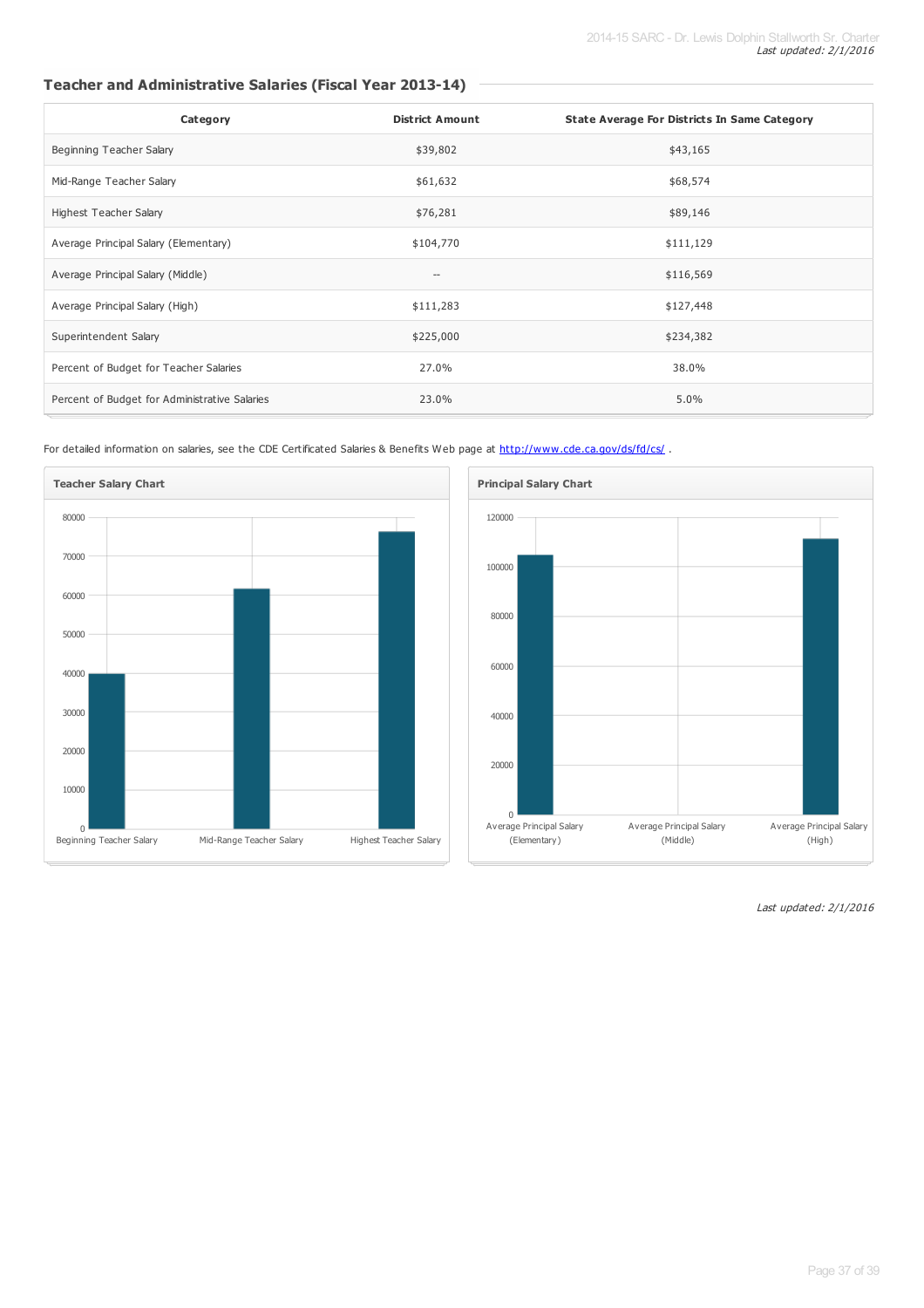## Teacher and Administrative Salaries (Fiscal Year 2013-14)

| Category | District Amount | State Average For Districts In Same Category |
|---|---|---|
| Beginning Teacher Salary | $39,802 | $43,165 |
| Mid-Range Teacher Salary | $61,632 | $68,574 |
| Highest Teacher Salary | $76,281 | $89,146 |
| Average Principal Salary (Elementary) | $104,770 | $111,129 |
| Average Principal Salary (Middle) | -- | $116,569 |
| Average Principal Salary (High) | $111,283 | $127,448 |
| Superintendent Salary | $225,000 | $234,382 |
| Percent of Budget for Teacher Salaries | 27.0% | 38.0% |
| Percent of Budget for Administrative Salaries | 23.0% | 5.0% |

For detailed information on salaries, see the CDE Certificated Salaries & Benefits Web page at http://www.cde.ca.gov/ds/fd/cs/ .

**Teacher Salary Chart**

**Principal Salary Chart**

*Last updated: 2/1/2016*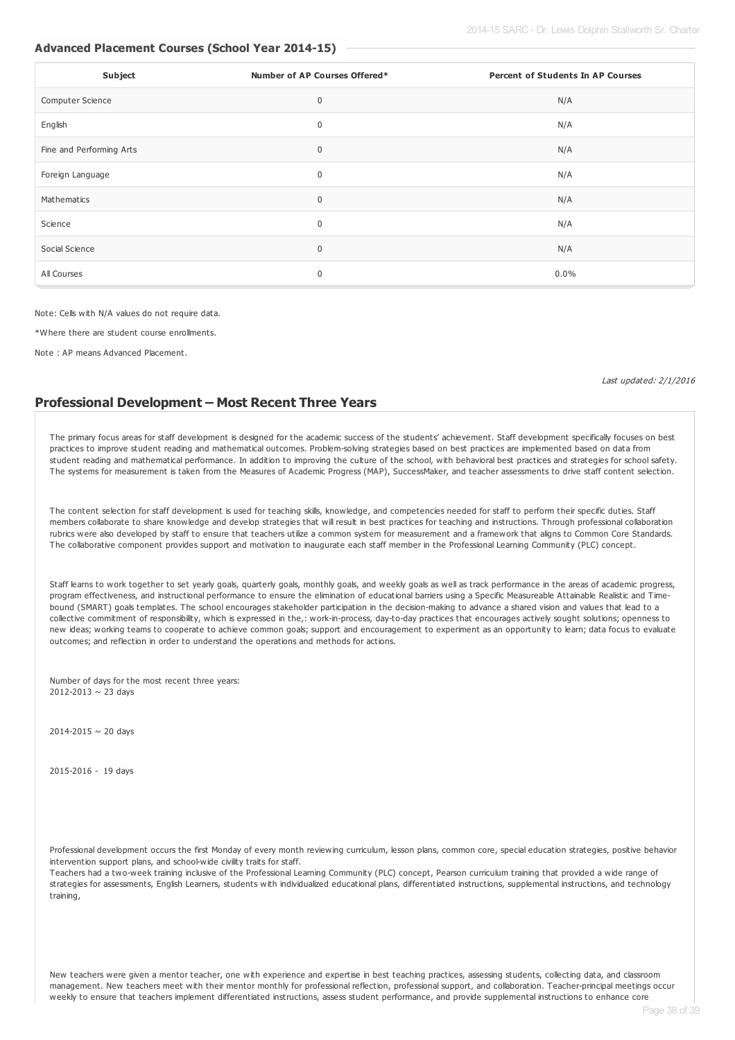### Advanced Placement Courses (School Year 2014-15)

| Subject | Number of AP Courses Offered* | Percent of Students In AP Courses |
| --- | --- | --- |
| Computer Science | 0 | N/A |
| English | 0 | N/A |
| Fine and Performing Arts | 0 | N/A |
| Foreign Language | 0 | N/A |
| Mathematics | 0 | N/A |
| Science | 0 | N/A |
| Social Science | 0 | N/A |
| All Courses | 0 | 0.0% |

Note: Cells with N/A values do not require data.

*Where there are student course enrollments.

Note : AP means Advanced Placement.

*Last updated: 2/1/2016*

## Professional Development – Most Recent Three Years

The primary focus areas for staff development is designed for the academic success of the students' achievement. Staff development specifically focuses on best practices to improve student reading and mathematical outcomes. Problem-solving strategies based on best practices are implemented based on data from student reading and mathematical performance. In addition to improving the culture of the school, with behavioral best practices and strategies for school safety. The systems for measurement is taken from the Measures of Academic Progress (MAP), SuccessMaker, and teacher assessments to drive staff content selection.

The content selection for staff development is used for teaching skills, knowledge, and competencies needed for staff to perform their specific duties. Staff members collaborate to share knowledge and develop strategies that will result in best practices for teaching and instructions. Through professional collaboration rubrics were also developed by staff to ensure that teachers utilize a common system for measurement and a framework that aligns to Common Core Standards. The collaborative component provides support and motivation to inaugurate each staff member in the Professional Learning Community (PLC) concept.

Staff learns to work together to set yearly goals, quarterly goals, monthly goals, and weekly goals as well as track performance in the areas of academic progress, program effectiveness, and instructional performance to ensure the elimination of educational barriers using a Specific Measureable Attainable Realistic and Time-bound (SMART) goals templates. The school encourages stakeholder participation in the decision-making to advance a shared vision and values that lead to a collective commitment of responsibility, which is expressed in the,: work-in-process, day-to-day practices that encourages actively sought solutions; openness to new ideas; working teams to cooperate to achieve common goals; support and encouragement to experiment as an opportunity to learn; data focus to evaluate outcomes; and reflection in order to understand the operations and methods for actions.

Number of days for the most recent three years:
2012-2013 ~ 23 days

2014-2015 ~ 20 days

2015-2016 - 19 days

Professional development occurs the first Monday of every month reviewing curriculum, lesson plans, common core, special education strategies, positive behavior intervention support plans, and school-wide civility traits for staff.
Teachers had a two-week training inclusive of the Professional Learning Community (PLC) concept, Pearson curriculum training that provided a wide range of strategies for assessments, English Learners, students with individualized educational plans, differentiated instructions, supplemental instructions, and technology training,

New teachers were given a mentor teacher, one with experience and expertise in best teaching practices, assessing students, collecting data, and classroom management. New teachers meet with their mentor monthly for professional reflection, professional support, and collaboration. Teacher-principal meetings occur weekly to ensure that teachers implement differentiated instructions, assess student performance, and provide supplemental instructions to enhance core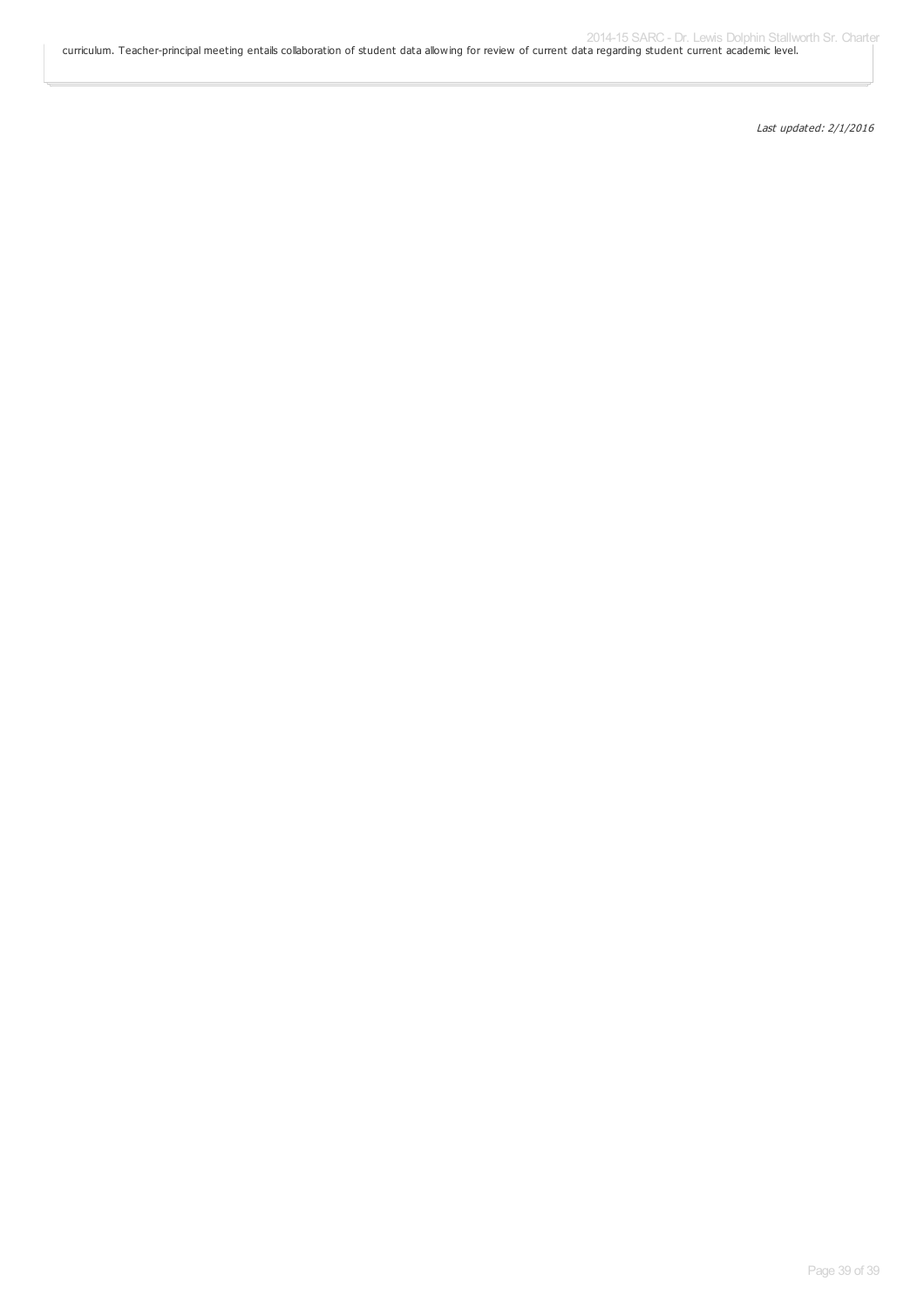curriculum. Teacher-principal meeting entails collaboration of student data allowing for review of current data regarding student current academic level.

*Last updated: 2/1/2016*